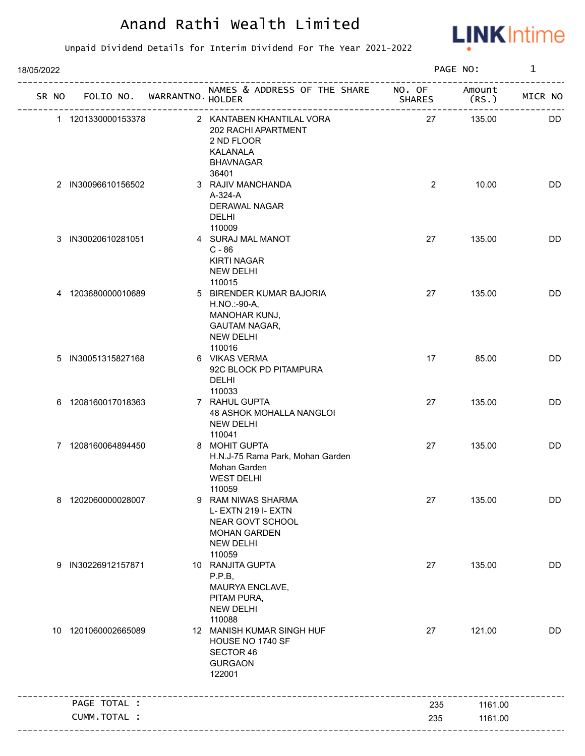# Anand Rathi Wealth Limited

Unpaid Dividend Details for Interim Dividend For The Year 2021-2022

18/05/2022

PAGE NO: 1

| SR NO | FOLIO NO. | WARRANTNO. | NAMES & ADDRESS OF THE SHARE HOLDER | NO. OF SHARES | Amount (RS.) | MICR NO |
|---|---|---|---|---|---|---|
| 1 | 1201330000153378 | 2 | KANTABEN KHANTILAL VORA 202 RACHI APARTMENT 2 ND FLOOR KALANALA BHAVNAGAR 36401 | 27 | 135.00 | DD |
| 2 | IN30096610156502 | 3 | RAJIV MANCHANDA A-324-A DERAWAL NAGAR DELHI 110009 | 2 | 10.00 | DD |
| 3 | IN30020610281051 | 4 | SURAJ MAL MANOT C - 86 KIRTI NAGAR NEW DELHI 110015 | 27 | 135.00 | DD |
| 4 | 1203680000010689 | 5 | BIRENDER KUMAR BAJORIA H.NO.:-90-A, MANOHAR KUNJ, GAUTAM NAGAR, NEW DELHI 110016 | 27 | 135.00 | DD |
| 5 | IN30051315827168 | 6 | VIKAS VERMA 92C BLOCK PD PITAMPURA DELHI 110033 | 17 | 85.00 | DD |
| 6 | 1208160017018363 | 7 | RAHUL GUPTA 48 ASHOK MOHALLA NANGLOI NEW DELHI 110041 | 27 | 135.00 | DD |
| 7 | 1208160064894450 | 8 | MOHIT GUPTA H.N.J-75 Rama Park, Mohan Garden Mohan Garden WEST DELHI 110059 | 27 | 135.00 | DD |
| 8 | 1202060000028007 | 9 | RAM NIWAS SHARMA L- EXTN 219 I- EXTN NEAR GOVT SCHOOL MOHAN GARDEN NEW DELHI 110059 | 27 | 135.00 | DD |
| 9 | IN30226912157871 | 10 | RANJITA GUPTA P.P.B, MAURYA ENCLAVE, PITAM PURA, NEW DELHI 110088 | 27 | 135.00 | DD |
| 10 | 1201060002665089 | 12 | MANISH KUMAR SINGH HUF HOUSE NO 1740 SF SECTOR 46 GURGAON 122001 | 27 | 121.00 | DD |
| | PAGE TOTAL : | | | 235 | 1161.00 | |
| | CUMM.TOTAL : | | | 235 | 1161.00 | |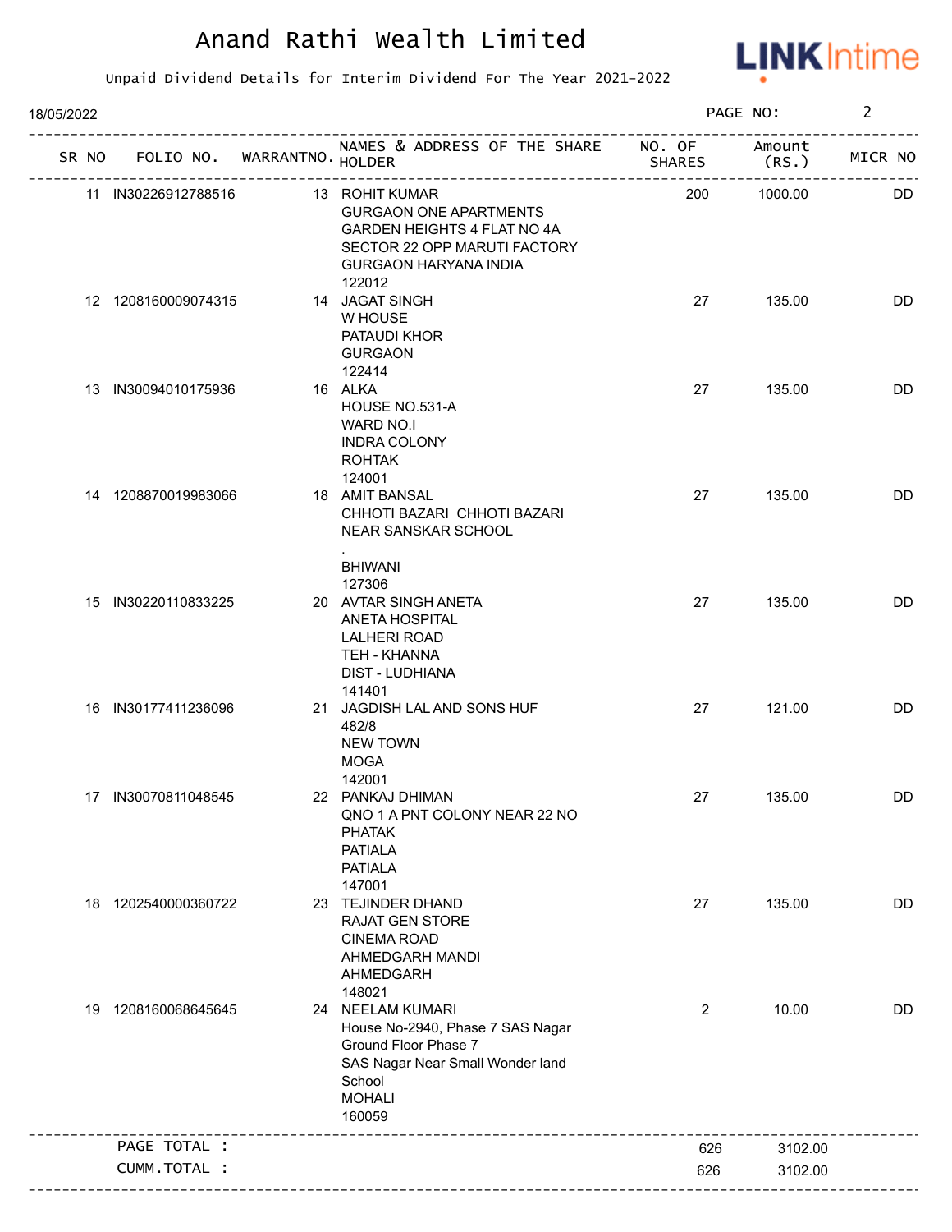# Anand Rathi Wealth Limited

Unpaid Dividend Details for Interim Dividend For The Year 2021-2022

18/05/2022

| SR NO | FOLIO NO. | WARRANTNO. | NAMES & ADDRESS OF THE SHARE HOLDER | NO. OF SHARES | Amount (RS.) | MICR NO |
|---|---|---|---|---|---|---|
| 11 | IN30226912788516 | 13 | ROHIT KUMAR<br>GURGAON ONE APARTMENTS<br>GARDEN HEIGHTS 4 FLAT NO 4A<br>SECTOR 22 OPP MARUTI FACTORY<br>GURGAON HARYANA INDIA<br>122012 | 200 | 1000.00 | DD |
| 12 | 1208160009074315 | 14 | JAGAT SINGH<br>W HOUSE<br>PATAUDI KHOR<br>GURGAON<br>122414 | 27 | 135.00 | DD |
| 13 | IN30094010175936 | 16 | ALKA<br>HOUSE NO.531-A<br>WARD NO.I<br>INDRA COLONY<br>ROHTAK<br>124001 | 27 | 135.00 | DD |
| 14 | 1208870019983066 | 18 | AMIT BANSAL<br>CHHOTI BAZARI CHHOTI BAZARI<br>NEAR SANSKAR SCHOOL<br>.<br>BHIWANI<br>127306 | 27 | 135.00 | DD |
| 15 | IN30220110833225 | 20 | AVTAR SINGH ANETA<br>ANETA HOSPITAL<br>LALHERI ROAD<br>TEH - KHANNA<br>DIST - LUDHIANA<br>141401 | 27 | 135.00 | DD |
| 16 | IN30177411236096 | 21 | JAGDISH LAL AND SONS HUF<br>482/8<br>NEW TOWN<br>MOGA<br>142001 | 27 | 121.00 | DD |
| 17 | IN30070811048545 | 22 | PANKAJ DHIMAN<br>QNO 1 A PNT COLONY NEAR 22 NO<br>PHATAK<br>PATIALA<br>PATIALA<br>147001 | 27 | 135.00 | DD |
| 18 | 1202540000360722 | 23 | TEJINDER DHAND<br>RAJAT GEN STORE<br>CINEMA ROAD<br>AHMEDGARH MANDI<br>AHMEDGARH<br>148021 | 27 | 135.00 | DD |
| 19 | 1208160068645645 | 24 | NEELAM KUMARI<br>House No-2940, Phase 7 SAS Nagar<br>Ground Floor Phase 7<br>SAS Nagar Near Small Wonder land<br>School<br>MOHALI<br>160059 | 2 | 10.00 | DD |
| | PAGE TOTAL : | | | 626 | 3102.00 | |
| | CUMM.TOTAL : | | | 626 | 3102.00 | |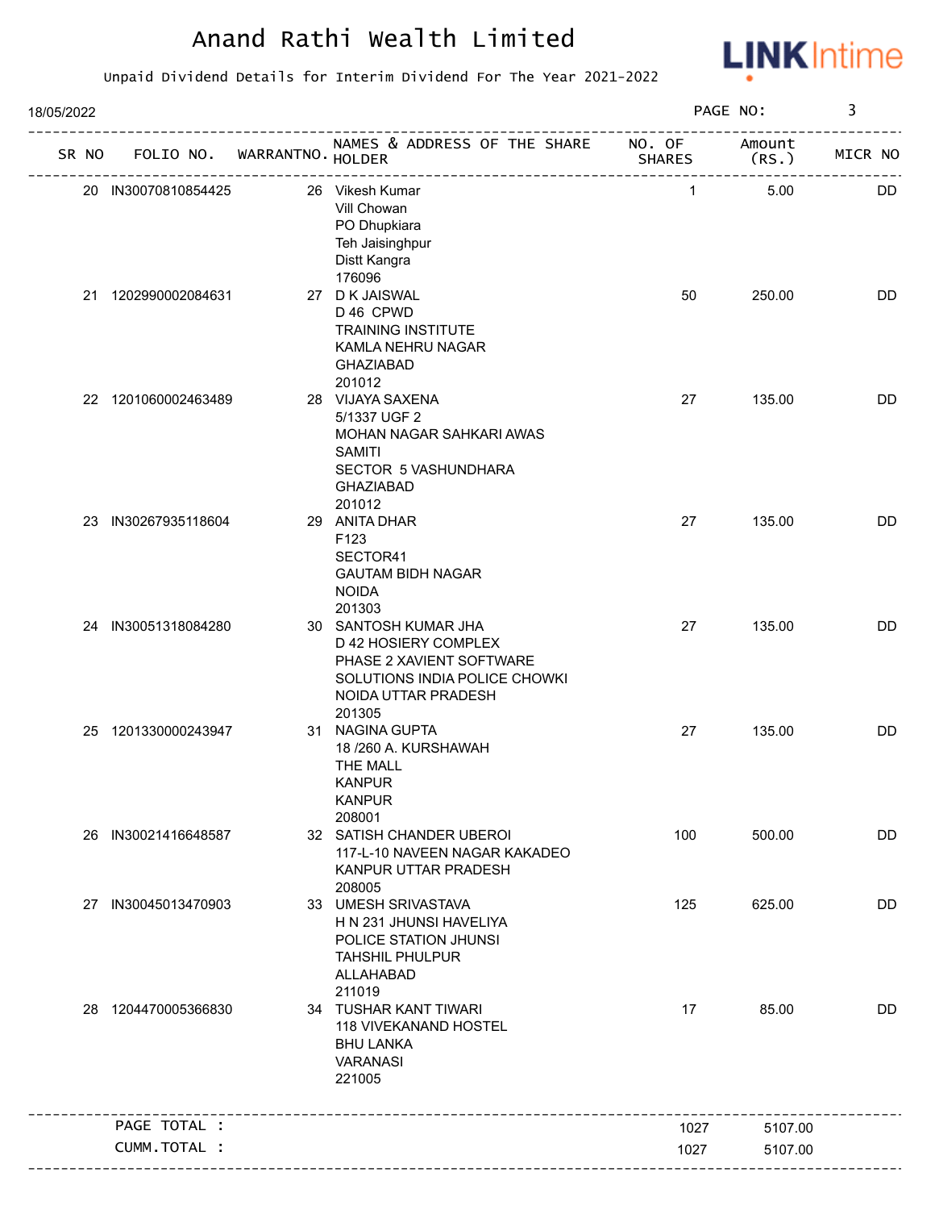# Anand Rathi Wealth Limited

Unpaid Dividend Details for Interim Dividend For The Year 2021-2022

18/05/2022

| SR NO | FOLIO NO. | WARRANTNO. | NAMES & ADDRESS OF THE SHARE HOLDER | NO. OF SHARES | Amount (RS.) | MICR NO |
|---|---|---|---|---|---|---|
| 20 | IN30070810854425 | 26 | Vikesh Kumar<br>Vill Chowan<br>PO Dhupkiara<br>Teh Jaisinghpur<br>Distt Kangra<br>176096 | 1 | 5.00 | DD |
| 21 | 1202990002084631 | 27 | D K JAISWAL<br>D 46 CPWD<br>TRAINING INSTITUTE<br>KAMLA NEHRU NAGAR<br>GHAZIABAD<br>201012 | 50 | 250.00 | DD |
| 22 | 1201060002463489 | 28 | VIJAYA SAXENA<br>5/1337 UGF 2<br>MOHAN NAGAR SAHKARI AWAS<br>SAMITI<br>SECTOR 5 VASHUNDHARA<br>GHAZIABAD<br>201012 | 27 | 135.00 | DD |
| 23 | IN30267935118604 | 29 | ANITA DHAR<br>F123<br>SECTOR41<br>GAUTAM BIDH NAGAR<br>NOIDA<br>201303 | 27 | 135.00 | DD |
| 24 | IN30051318084280 | 30 | SANTOSH KUMAR JHA<br>D 42 HOSIERY COMPLEX<br>PHASE 2 XAVIENT SOFTWARE<br>SOLUTIONS INDIA POLICE CHOWKI<br>NOIDA UTTAR PRADESH<br>201305 | 27 | 135.00 | DD |
| 25 | 1201330000243947 | 31 | NAGINA GUPTA<br>18 /260 A. KURSHAWAH<br>THE MALL<br>KANPUR<br>KANPUR<br>208001 | 27 | 135.00 | DD |
| 26 | IN30021416648587 | 32 | SATISH CHANDER UBEROI<br>117-L-10 NAVEEN NAGAR KAKADEO<br>KANPUR UTTAR PRADESH<br>208005 | 100 | 500.00 | DD |
| 27 | IN30045013470903 | 33 | UMESH SRIVASTAVA<br>H N 231 JHUNSI HAVELIYA<br>POLICE STATION JHUNSI<br>TAHSHIL PHULPUR<br>ALLAHABAD<br>211019 | 125 | 625.00 | DD |
| 28 | 1204470005366830 | 34 | TUSHAR KANT TIWARI<br>118 VIVEKANAND HOSTEL<br>BHU LANKA<br>VARANASI<br>221005 | 17 | 85.00 | DD |
| | PAGE TOTAL : | | | 1027 | 5107.00 | |
| | CUMM.TOTAL : | | | 1027 | 5107.00 | |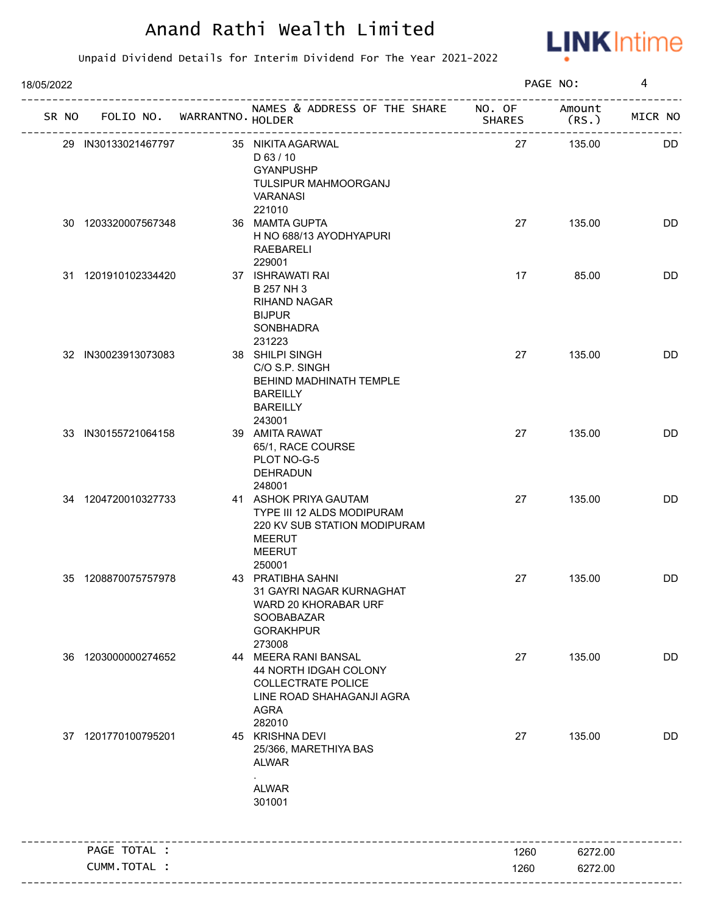# Anand Rathi Wealth Limited

Unpaid Dividend Details for Interim Dividend For The Year 2021-2022

18/05/2022

| SR NO | FOLIO NO. | WARRANTNO. | NAMES & ADDRESS OF THE SHARE HOLDER | NO. OF SHARES | Amount (RS.) | MICR NO |
|---|---|---|---|---|---|---|
| 29 | IN30133021467797 | 35 | NIKITA AGARWAL<br>D 63 / 10<br>GYANPUSHP<br>TULSIPUR MAHMOORGANJ<br>VARANASI<br>221010 | 27 | 135.00 | DD |
| 30 | 1203320007567348 | 36 | MAMTA GUPTA<br>H NO 688/13 AYODHYAPURI<br>RAEBARELI<br>229001 | 27 | 135.00 | DD |
| 31 | 1201910102334420 | 37 | ISHRAWATI RAI<br>B 257 NH 3<br>RIHAND NAGAR<br>BIJPUR<br>SONBHADRA<br>231223 | 17 | 85.00 | DD |
| 32 | IN30023913073083 | 38 | SHILPI SINGH<br>C/O S.P. SINGH<br>BEHIND MADHINATH TEMPLE<br>BAREILLY<br>BAREILLY<br>243001 | 27 | 135.00 | DD |
| 33 | IN30155721064158 | 39 | AMITA RAWAT<br>65/1, RACE COURSE<br>PLOT NO-G-5<br>DEHRADUN<br>248001 | 27 | 135.00 | DD |
| 34 | 1204720010327733 | 41 | ASHOK PRIYA GAUTAM<br>TYPE III 12 ALDS MODIPURAM<br>220 KV SUB STATION MODIPURAM<br>MEERUT<br>MEERUT<br>250001 | 27 | 135.00 | DD |
| 35 | 1208870075757978 | 43 | PRATIBHA SAHNI<br>31 GAYRI NAGAR KURNAGHAT<br>WARD 20 KHORABAR URF<br>SOOBABAZAR<br>GORAKHPUR<br>273008 | 27 | 135.00 | DD |
| 36 | 1203000000274652 | 44 | MEERA RANI BANSAL<br>44 NORTH IDGAH COLONY<br>COLLECTRATE POLICE<br>LINE ROAD SHAHAGANJI AGRA<br>AGRA<br>282010 | 27 | 135.00 | DD |
| 37 | 1201770100795201 | 45 | KRISHNA DEVI<br>25/366, MARETHIYA BAS<br>ALWAR<br>.<br>ALWAR<br>301001 | 27 | 135.00 | DD |
| | PAGE TOTAL : | | | 1260 | 6272.00 | |
| | CUMM.TOTAL : | | | 1260 | 6272.00 | |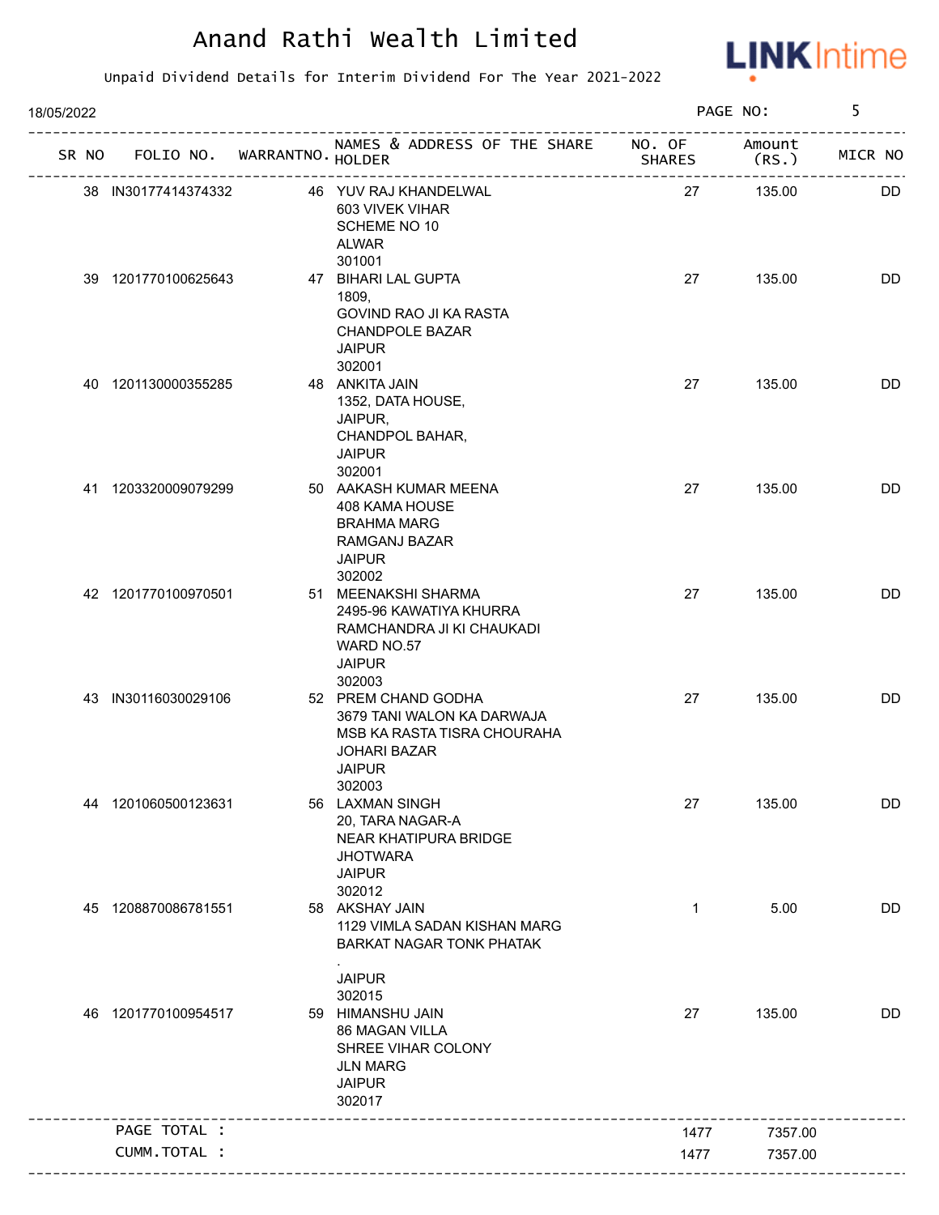# Anand Rathi Wealth Limited

Unpaid Dividend Details for Interim Dividend For The Year 2021-2022

18/05/2022 PAGE NO: 5

| SR NO | FOLIO NO. | WARRANTNO. | NAMES & ADDRESS OF THE SHARE HOLDER | NO. OF SHARES | Amount (RS.) | MICR NO |
|---|---|---|---|---|---|---|
| 38 | IN30177414374332 | 46 | YUV RAJ KHANDELWAL<br>603 VIVEK VIHAR<br>SCHEME NO 10<br>ALWAR<br>301001 | 27 | 135.00 | DD |
| 39 | 1201770100625643 | 47 | BIHARI LAL GUPTA<br>1809,<br>GOVIND RAO JI KA RASTA<br>CHANDPOLE BAZAR<br>JAIPUR<br>302001 | 27 | 135.00 | DD |
| 40 | 1201130000355285 | 48 | ANKITA JAIN<br>1352, DATA HOUSE,<br>JAIPUR,<br>CHANDPOL BAHAR,<br>JAIPUR<br>302001 | 27 | 135.00 | DD |
| 41 | 1203320009079299 | 50 | AAKASH KUMAR MEENA<br>408 KAMA HOUSE<br>BRAHMA MARG<br>RAMGANJ BAZAR<br>JAIPUR<br>302002 | 27 | 135.00 | DD |
| 42 | 1201770100970501 | 51 | MEENAKSHI SHARMA<br>2495-96 KAWATIYA KHURRA<br>RAMCHANDRA JI KI CHAUKADI<br>WARD NO.57<br>JAIPUR<br>302003 | 27 | 135.00 | DD |
| 43 | IN30116030029106 | 52 | PREM CHAND GODHA<br>3679 TANI WALON KA DARWAJA<br>MSB KA RASTA TISRA CHOURAHA<br>JOHARI BAZAR<br>JAIPUR<br>302003 | 27 | 135.00 | DD |
| 44 | 1201060500123631 | 56 | LAXMAN SINGH<br>20, TARA NAGAR-A<br>NEAR KHATIPURA BRIDGE<br>JHOTWARA<br>JAIPUR<br>302012 | 27 | 135.00 | DD |
| 45 | 1208870086781551 | 58 | AKSHAY JAIN<br>1129 VIMLA SADAN KISHAN MARG<br>BARKAT NAGAR TONK PHATAK<br>.<br>JAIPUR<br>302015 | 1 | 5.00 | DD |
| 46 | 1201770100954517 | 59 | HIMANSHU JAIN<br>86 MAGAN VILLA<br>SHREE VIHAR COLONY<br>JLN MARG<br>JAIPUR<br>302017 | 27 | 135.00 | DD |
| | PAGE TOTAL : | | | 1477 | 7357.00 | |
| | CUMM.TOTAL : | | | 1477 | 7357.00 | |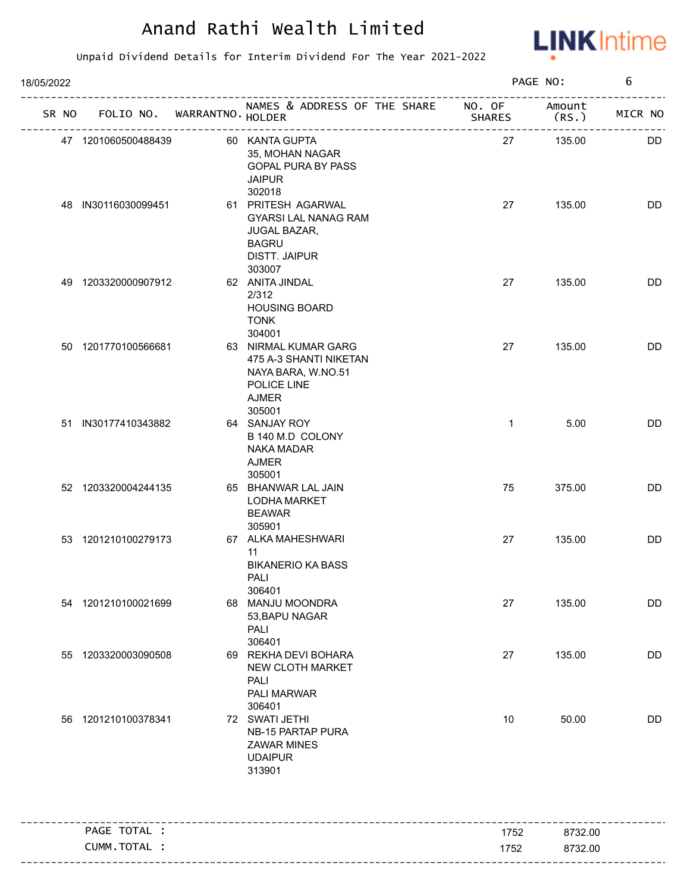# Anand Rathi Wealth Limited

Unpaid Dividend Details for Interim Dividend For The Year 2021-2022

18/05/2022

| SR NO | FOLIO NO. | WARRANTNO. | NAMES & ADDRESS OF THE SHARE HOLDER | NO. OF SHARES | Amount (RS.) | MICR NO |
|---|---|---|---|---|---|---|
| 47 | 1201060500488439 | 60 | KANTA GUPTA<br>35, MOHAN NAGAR<br>GOPAL PURA BY PASS<br>JAIPUR<br>302018 | 27 | 135.00 | DD |
| 48 | IN30116030099451 | 61 | PRITESH AGARWAL<br>GYARSI LAL NANAG RAM<br>JUGAL BAZAR,<br>BAGRU<br>DISTT. JAIPUR<br>303007 | 27 | 135.00 | DD |
| 49 | 1203320000907912 | 62 | ANITA JINDAL<br>2/312<br>HOUSING BOARD<br>TONK<br>304001 | 27 | 135.00 | DD |
| 50 | 1201770100566681 | 63 | NIRMAL KUMAR GARG<br>475 A-3 SHANTI NIKETAN<br>NAYA BARA, W.NO.51<br>POLICE LINE<br>AJMER<br>305001 | 27 | 135.00 | DD |
| 51 | IN30177410343882 | 64 | SANJAY ROY<br>B 140 M.D COLONY<br>NAKA MADAR<br>AJMER<br>305001 | 1 | 5.00 | DD |
| 52 | 1203320004244135 | 65 | BHANWAR LAL JAIN<br>LODHA MARKET<br>BEAWAR<br>305901 | 75 | 375.00 | DD |
| 53 | 1201210100279173 | 67 | ALKA MAHESHWARI<br>11<br>BIKANERIO KA BASS<br>PALI<br>306401 | 27 | 135.00 | DD |
| 54 | 1201210100021699 | 68 | MANJU MOONDRA<br>53,BAPU NAGAR<br>PALI<br>306401 | 27 | 135.00 | DD |
| 55 | 1203320003090508 | 69 | REKHA DEVI BOHARA<br>NEW CLOTH MARKET<br>PALI<br>PALI MARWAR<br>306401 | 27 | 135.00 | DD |
| 56 | 1201210100378341 | 72 | SWATI JETHI<br>NB-15 PARTAP PURA<br>ZAWAR MINES<br>UDAIPUR<br>313901 | 10 | 50.00 | DD |

| | NO. OF SHARES | Amount (RS.) |
|---|---|---|
| PAGE TOTAL : | 1752 | 8732.00 |
| CUMM.TOTAL : | 1752 | 8732.00 |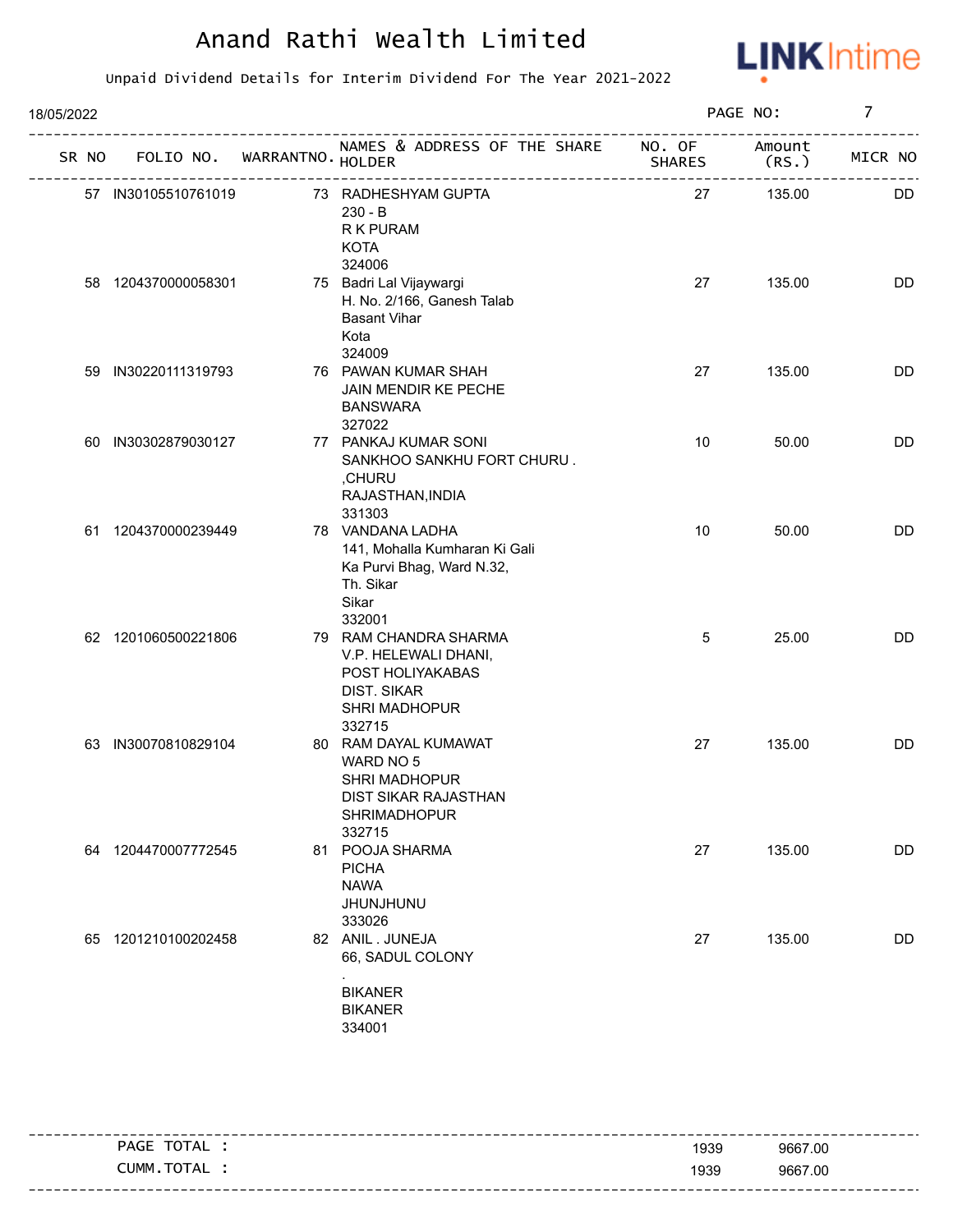# Anand Rathi Wealth Limited

Unpaid Dividend Details for Interim Dividend For The Year 2021-2022

18/05/2022

| SR NO | FOLIO NO. | WARRANTNO. | NAMES & ADDRESS OF THE SHARE HOLDER | NO. OF SHARES | Amount (RS.) | MICR NO |
|---|---|---|---|---|---|---|
| 57 | IN30105510761019 | 73 | RADHESHYAM GUPTA<br>230 - B<br>R K PURAM<br>KOTA<br>324006 | 27 | 135.00 | DD |
| 58 | 1204370000058301 | 75 | Badri Lal Vijaywargi<br>H. No. 2/166, Ganesh Talab<br>Basant Vihar<br>Kota<br>324009 | 27 | 135.00 | DD |
| 59 | IN30220111319793 | 76 | PAWAN KUMAR SHAH<br>JAIN MENDIR KE PECHE<br>BANSWARA<br>327022 | 27 | 135.00 | DD |
| 60 | IN30302879030127 | 77 | PANKAJ KUMAR SONI<br>SANKHOO SANKHU FORT CHURU .<br>,CHURU<br>RAJASTHAN,INDIA<br>331303 | 10 | 50.00 | DD |
| 61 | 1204370000239449 | 78 | VANDANA LADHA<br>141, Mohalla Kumharan Ki Gali<br>Ka Purvi Bhag, Ward N.32,<br>Th. Sikar<br>Sikar<br>332001 | 10 | 50.00 | DD |
| 62 | 1201060500221806 | 79 | RAM CHANDRA SHARMA<br>V.P. HELEWALI DHANI,<br>POST HOLIYAKABAS<br>DIST. SIKAR<br>SHRI MADHOPUR<br>332715 | 5 | 25.00 | DD |
| 63 | IN30070810829104 | 80 | RAM DAYAL KUMAWAT<br>WARD NO 5<br>SHRI MADHOPUR<br>DIST SIKAR RAJASTHAN<br>SHRIMADHOPUR<br>332715 | 27 | 135.00 | DD |
| 64 | 1204470007772545 | 81 | POOJA SHARMA<br>PICHA<br>NAWA<br>JHUNJHUNU<br>333026 | 27 | 135.00 | DD |
| 65 | 1201210100202458 | 82 | ANIL . JUNEJA<br>66, SADUL COLONY<br>.<br>BIKANER<br>BIKANER<br>334001 | 27 | 135.00 | DD |

| | NO. OF SHARES | Amount (RS.) |
|---|---|---|
| PAGE TOTAL : | 1939 | 9667.00 |
| CUMM.TOTAL : | 1939 | 9667.00 |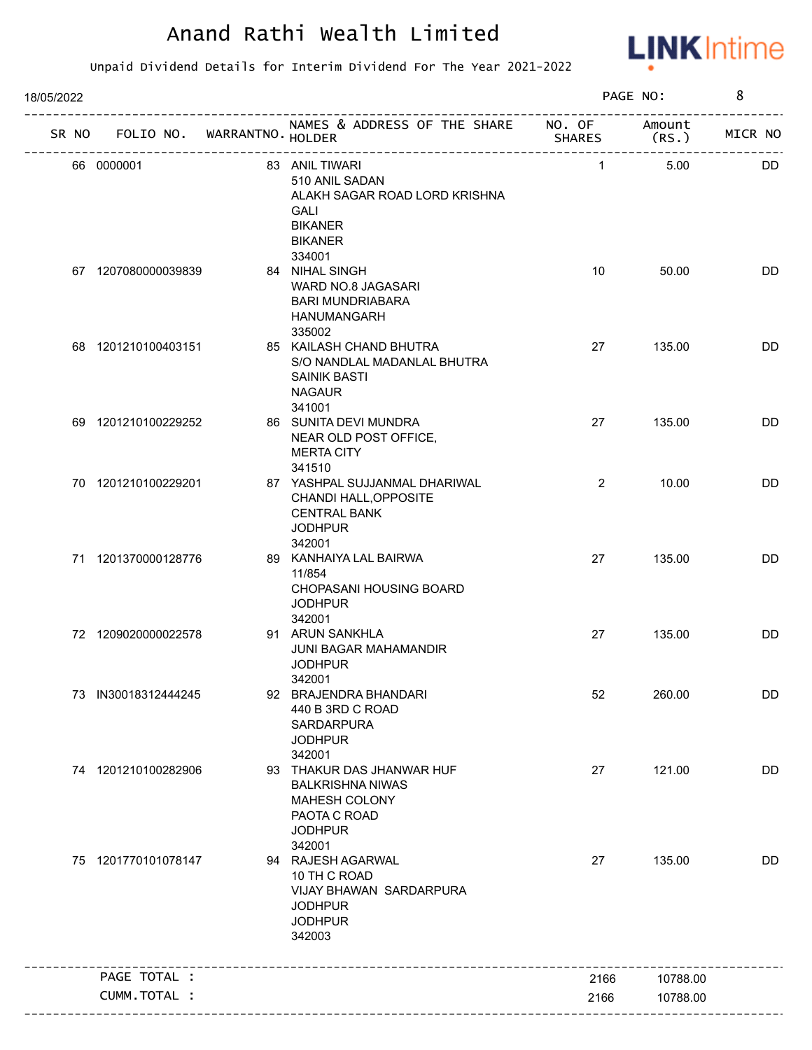# Anand Rathi Wealth Limited

Unpaid Dividend Details for Interim Dividend For The Year 2021-2022

18/05/2022

| SR NO | FOLIO NO. | WARRANTNO. | NAMES & ADDRESS OF THE SHARE HOLDER | NO. OF SHARES | Amount (RS.) | MICR NO |
|---|---|---|---|---|---|---|
| 66 | 0000001 | 83 | ANIL TIWARI<br>510 ANIL SADAN<br>ALAKH SAGAR ROAD LORD KRISHNA<br>GALI<br>BIKANER<br>BIKANER<br>334001 | 1 | 5.00 | DD |
| 67 | 1207080000039839 | 84 | NIHAL SINGH<br>WARD NO.8 JAGASARI<br>BARI MUNDRIABARA<br>HANUMANGARH<br>335002 | 10 | 50.00 | DD |
| 68 | 1201210100403151 | 85 | KAILASH CHAND BHUTRA<br>S/O NANDLAL MADANLAL BHUTRA<br>SAINIK BASTI<br>NAGAUR<br>341001 | 27 | 135.00 | DD |
| 69 | 1201210100229252 | 86 | SUNITA DEVI MUNDRA<br>NEAR OLD POST OFFICE,<br>MERTA CITY<br>341510 | 27 | 135.00 | DD |
| 70 | 1201210100229201 | 87 | YASHPAL SUJJANMAL DHARIWAL<br>CHANDI HALL,OPPOSITE<br>CENTRAL BANK<br>JODHPUR<br>342001 | 2 | 10.00 | DD |
| 71 | 1201370000128776 | 89 | KANHAIYA LAL BAIRWA<br>11/854<br>CHOPASANI HOUSING BOARD<br>JODHPUR<br>342001 | 27 | 135.00 | DD |
| 72 | 1209020000022578 | 91 | ARUN SANKHLA<br>JUNI BAGAR MAHAMANDIR<br>JODHPUR<br>342001 | 27 | 135.00 | DD |
| 73 | IN30018312444245 | 92 | BRAJENDRA BHANDARI<br>440 B 3RD C ROAD<br>SARDARPURA<br>JODHPUR<br>342001 | 52 | 260.00 | DD |
| 74 | 1201210100282906 | 93 | THAKUR DAS JHANWAR HUF<br>BALKRISHNA NIWAS<br>MAHESH COLONY<br>PAOTA C ROAD<br>JODHPUR<br>342001 | 27 | 121.00 | DD |
| 75 | 1201770101078147 | 94 | RAJESH AGARWAL<br>10 TH C ROAD<br>VIJAY BHAWAN SARDARPURA<br>JODHPUR<br>JODHPUR<br>342003 | 27 | 135.00 | DD |
| | PAGE TOTAL : | | | 2166 | 10788.00 | |
| | CUMM.TOTAL : | | | 2166 | 10788.00 | |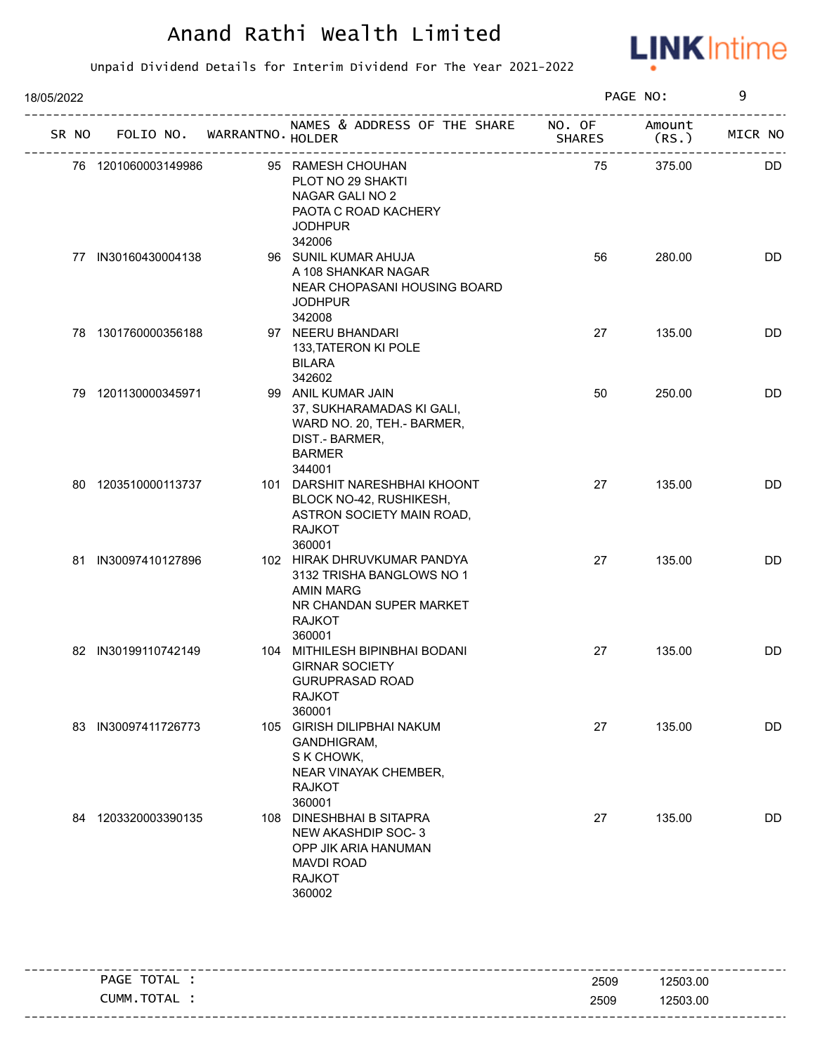# Anand Rathi Wealth Limited

Unpaid Dividend Details for Interim Dividend For The Year 2021-2022

18/05/2022

| SR NO | FOLIO NO. | WARRANTNO. | NAMES & ADDRESS OF THE SHARE HOLDER | NO. OF SHARES | Amount (RS.) | MICR NO |
|---|---|---|---|---|---|---|
| 76 | 1201060003149986 | 95 | RAMESH CHOUHAN<br>PLOT NO 29 SHAKTI<br>NAGAR GALI NO 2<br>PAOTA C ROAD KACHERY<br>JODHPUR<br>342006 | 75 | 375.00 | DD |
| 77 | IN30160430004138 | 96 | SUNIL KUMAR AHUJA<br>A 108 SHANKAR NAGAR<br>NEAR CHOPASANI HOUSING BOARD<br>JODHPUR<br>342008 | 56 | 280.00 | DD |
| 78 | 1301760000356188 | 97 | NEERU BHANDARI<br>133,TATERON KI POLE<br>BILARA<br>342602 | 27 | 135.00 | DD |
| 79 | 1201130000345971 | 99 | ANIL KUMAR JAIN<br>37, SUKHARAMADAS KI GALI,<br>WARD NO. 20, TEH.- BARMER,<br>DIST.- BARMER,<br>BARMER<br>344001 | 50 | 250.00 | DD |
| 80 | 1203510000113737 | 101 | DARSHIT NARESHBHAI KHOONT<br>BLOCK NO-42, RUSHIKESH,<br>ASTRON SOCIETY MAIN ROAD,<br>RAJKOT<br>360001 | 27 | 135.00 | DD |
| 81 | IN30097410127896 | 102 | HIRAK DHRUVKUMAR PANDYA<br>3132 TRISHA BANGLOWS NO 1<br>AMIN MARG<br>NR CHANDAN SUPER MARKET<br>RAJKOT<br>360001 | 27 | 135.00 | DD |
| 82 | IN30199110742149 | 104 | MITHILESH BIPINBHAI BODANI<br>GIRNAR SOCIETY<br>GURUPRASAD ROAD<br>RAJKOT<br>360001 | 27 | 135.00 | DD |
| 83 | IN30097411726773 | 105 | GIRISH DILIPBHAI NAKUM<br>GANDHIGRAM,<br>S K CHOWK,<br>NEAR VINAYAK CHEMBER,<br>RAJKOT<br>360001 | 27 | 135.00 | DD |
| 84 | 1203320003390135 | 108 | DINESHBHAI B SITAPRA<br>NEW AKASHDIP SOC- 3<br>OPP JIK ARIA HANUMAN<br>MAVDI ROAD<br>RAJKOT<br>360002 | 27 | 135.00 | DD |

| | NO. OF SHARES | Amount (RS.) |
|---|---|---|
| PAGE TOTAL : | 2509 | 12503.00 |
| CUMM.TOTAL : | 2509 | 12503.00 |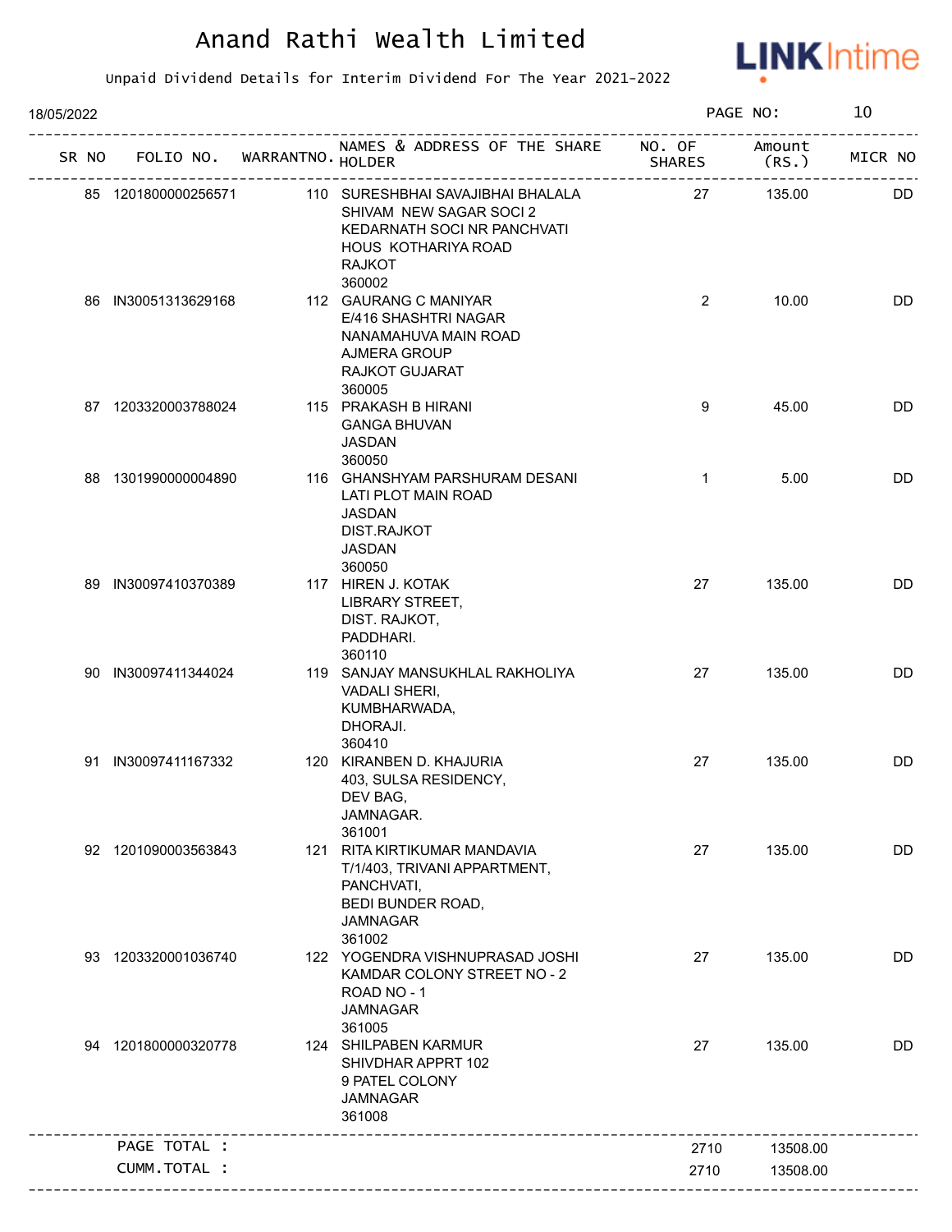# Anand Rathi Wealth Limited

Unpaid Dividend Details for Interim Dividend For The Year 2021-2022

18/05/2022

| SR NO | FOLIO NO. | WARRANTNO. | NAMES & ADDRESS OF THE SHARE HOLDER | NO. OF SHARES | Amount (RS.) | MICR NO |
|---|---|---|---|---|---|---|
| 85 | 1201800000256571 | 110 | SURESHBHAI SAVAJIBHAI BHALALA<br>SHIVAM NEW SAGAR SOCI 2<br>KEDARNATH SOCI NR PANCHVATI<br>HOUS KOTHARIYA ROAD<br>RAJKOT<br>360002 | 27 | 135.00 | DD |
| 86 | IN30051313629168 | 112 | GAURANG C MANIYAR<br>E/416 SHASHTRI NAGAR<br>NANAMAHUVA MAIN ROAD<br>AJMERA GROUP<br>RAJKOT GUJARAT<br>360005 | 2 | 10.00 | DD |
| 87 | 1203320003788024 | 115 | PRAKASH B HIRANI<br>GANGA BHUVAN<br>JASDAN<br>360050 | 9 | 45.00 | DD |
| 88 | 1301990000004890 | 116 | GHANSHYAM PARSHURAM DESANI<br>LATI PLOT MAIN ROAD<br>JASDAN<br>DIST.RAJKOT<br>JASDAN<br>360050 | 1 | 5.00 | DD |
| 89 | IN30097410370389 | 117 | HIREN J. KOTAK<br>LIBRARY STREET,<br>DIST. RAJKOT,<br>PADDHARI.<br>360110 | 27 | 135.00 | DD |
| 90 | IN30097411344024 | 119 | SANJAY MANSUKHLAL RAKHOLIYA<br>VADALI SHERI,<br>KUMBHARWADA,<br>DHORAJI.<br>360410 | 27 | 135.00 | DD |
| 91 | IN30097411167332 | 120 | KIRANBEN D. KHAJURIA<br>403, SULSA RESIDENCY,<br>DEV BAG,<br>JAMNAGAR.<br>361001 | 27 | 135.00 | DD |
| 92 | 1201090003563843 | 121 | RITA KIRTIKUMAR MANDAVIA<br>T/1/403, TRIVANI APPARTMENT,<br>PANCHVATI,<br>BEDI BUNDER ROAD,<br>JAMNAGAR<br>361002 | 27 | 135.00 | DD |
| 93 | 1203320001036740 | 122 | YOGENDRA VISHNUPRASAD JOSHI<br>KAMDAR COLONY STREET NO - 2<br>ROAD NO - 1<br>JAMNAGAR<br>361005 | 27 | 135.00 | DD |
| 94 | 1201800000320778 | 124 | SHILPABEN KARMUR<br>SHIVDHAR APPRT 102<br>9 PATEL COLONY<br>JAMNAGAR<br>361008 | 27 | 135.00 | DD |
| | PAGE TOTAL : | | | 2710 | 13508.00 | |
| | CUMM.TOTAL : | | | 2710 | 13508.00 | |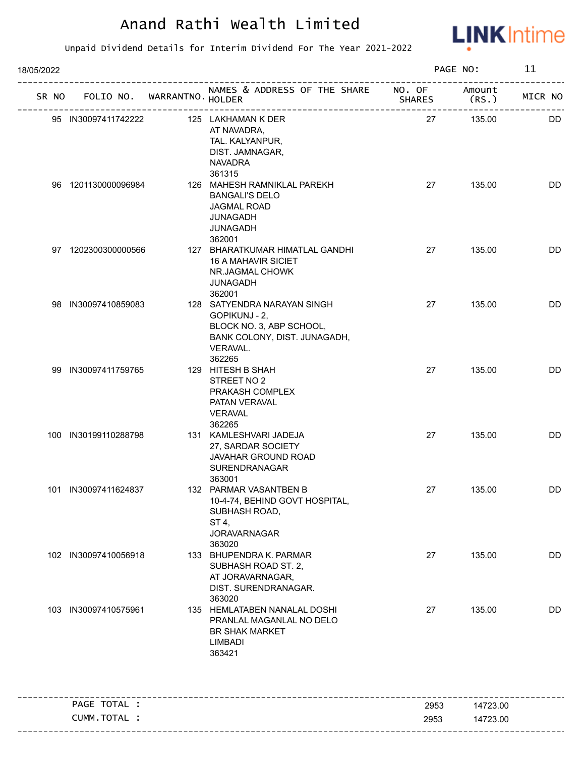# Anand Rathi Wealth Limited

Unpaid Dividend Details for Interim Dividend For The Year 2021-2022

18/05/2022

| SR NO | FOLIO NO. | WARRANTNO. | NAMES & ADDRESS OF THE SHARE HOLDER | NO. OF SHARES | Amount (RS.) | MICR NO |
|---|---|---|---|---|---|---|
| 95 | IN30097411742222 | 125 | LAKHAMAN K DER<br>AT NAVADRA,<br>TAL. KALYANPUR,<br>DIST. JAMNAGAR,<br>NAVADRA<br>361315 | 27 | 135.00 | DD |
| 96 | 1201130000096984 | 126 | MAHESH RAMNIKLAL PAREKH<br>BANGALI'S DELO<br>JAGMAL ROAD<br>JUNAGADH<br>JUNAGADH<br>362001 | 27 | 135.00 | DD |
| 97 | 1202300300000566 | 127 | BHARATKUMAR HIMATLAL GANDHI<br>16 A MAHAVIR SICIET<br>NR.JAGMAL CHOWK<br>JUNAGADH<br>362001 | 27 | 135.00 | DD |
| 98 | IN30097410859083 | 128 | SATYENDRA NARAYAN SINGH<br>GOPIKUNJ - 2,<br>BLOCK NO. 3, ABP SCHOOL,<br>BANK COLONY, DIST. JUNAGADH,<br>VERAVAL.<br>362265 | 27 | 135.00 | DD |
| 99 | IN30097411759765 | 129 | HITESH B SHAH<br>STREET NO 2<br>PRAKASH COMPLEX<br>PATAN VERAVAL<br>VERAVAL<br>362265 | 27 | 135.00 | DD |
| 100 | IN30199110288798 | 131 | KAMLESHVARI JADEJA<br>27, SARDAR SOCIETY<br>JAVAHAR GROUND ROAD<br>SURENDRANAGAR<br>363001 | 27 | 135.00 | DD |
| 101 | IN30097411624837 | 132 | PARMAR VASANTBEN B<br>10-4-74, BEHIND GOVT HOSPITAL,<br>SUBHASH ROAD,<br>ST 4,<br>JORAVARNAGAR<br>363020 | 27 | 135.00 | DD |
| 102 | IN30097410056918 | 133 | BHUPENDRA K. PARMAR<br>SUBHASH ROAD ST. 2,<br>AT JORAVARNAGAR,<br>DIST. SURENDRANAGAR.<br>363020 | 27 | 135.00 | DD |
| 103 | IN30097410575961 | 135 | HEMLATABEN NANALAL DOSHI<br>PRANLAL MAGANLAL NO DELO<br>BR SHAK MARKET<br>LIMBADI<br>363421 | 27 | 135.00 | DD |
| | PAGE TOTAL : | | | 2953 | 14723.00 | |
| | CUMM.TOTAL : | | | 2953 | 14723.00 | |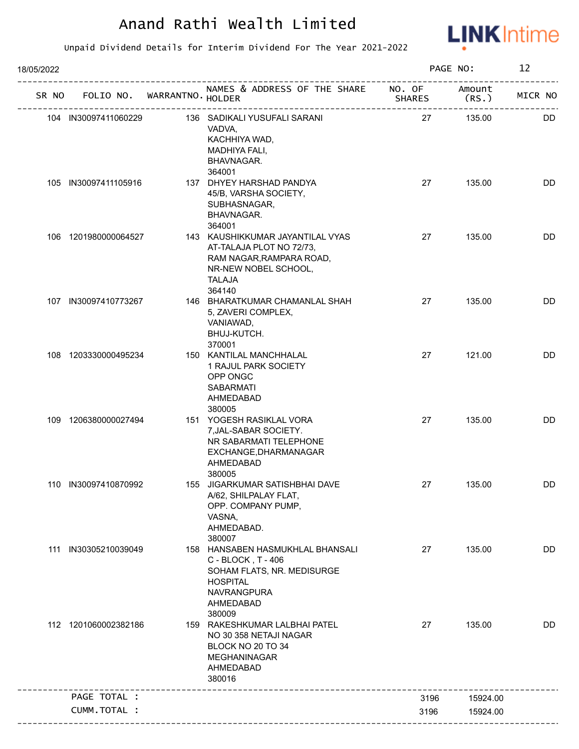# Anand Rathi Wealth Limited

Unpaid Dividend Details for Interim Dividend For The Year 2021-2022

18/05/2022

| SR NO | FOLIO NO. | WARRANTNO. | NAMES & ADDRESS OF THE SHARE HOLDER | NO. OF SHARES | Amount (RS.) | MICR NO |
|---|---|---|---|---|---|---|
| 104 | IN30097411060229 | 136 | SADIKALI YUSUFALI SARANI<br>VADVA,<br>KACHHIYA WAD,<br>MADHIYA FALI,<br>BHAVNAGAR.<br>364001 | 27 | 135.00 | DD |
| 105 | IN30097411105916 | 137 | DHYEY HARSHAD PANDYA<br>45/B, VARSHA SOCIETY,<br>SUBHASNAGAR,<br>BHAVNAGAR.<br>364001 | 27 | 135.00 | DD |
| 106 | 1201980000064527 | 143 | KAUSHIKKUMAR JAYANTILAL VYAS<br>AT-TALAJA PLOT NO 72/73,<br>RAM NAGAR,RAMPARA ROAD,<br>NR-NEW NOBEL SCHOOL,<br>TALAJA<br>364140 | 27 | 135.00 | DD |
| 107 | IN30097410773267 | 146 | BHARATKUMAR CHAMANLAL SHAH<br>5, ZAVERI COMPLEX,<br>VANIAWAD,<br>BHUJ-KUTCH.<br>370001 | 27 | 135.00 | DD |
| 108 | 1203330000495234 | 150 | KANTILAL MANCHHALAL<br>1 RAJUL PARK SOCIETY<br>OPP ONGC<br>SABARMATI<br>AHMEDABAD<br>380005 | 27 | 121.00 | DD |
| 109 | 1206380000027494 | 151 | YOGESH RASIKLAL VORA<br>7,JAL-SABAR SOCIETY.<br>NR SABARMATI TELEPHONE<br>EXCHANGE,DHARMANAGAR<br>AHMEDABAD<br>380005 | 27 | 135.00 | DD |
| 110 | IN30097410870992 | 155 | JIGARKUMAR SATISHBHAI DAVE<br>A/62, SHILPALAY FLAT,<br>OPP. COMPANY PUMP,<br>VASNA,<br>AHMEDABAD.<br>380007 | 27 | 135.00 | DD |
| 111 | IN30305210039049 | 158 | HANSABEN HASMUKHLAL BHANSALI<br>C - BLOCK , T - 406<br>SOHAM FLATS, NR. MEDISURGE<br>HOSPITAL<br>NAVRANGPURA<br>AHMEDABAD<br>380009 | 27 | 135.00 | DD |
| 112 | 1201060002382186 | 159 | RAKESHKUMAR LALBHAI PATEL<br>NO 30 358 NETAJI NAGAR<br>BLOCK NO 20 TO 34<br>MEGHANINAGAR<br>AHMEDABAD<br>380016 | 27 | 135.00 | DD |
| | PAGE TOTAL : | | | 3196 | 15924.00 | |
| | CUMM.TOTAL : | | | 3196 | 15924.00 | |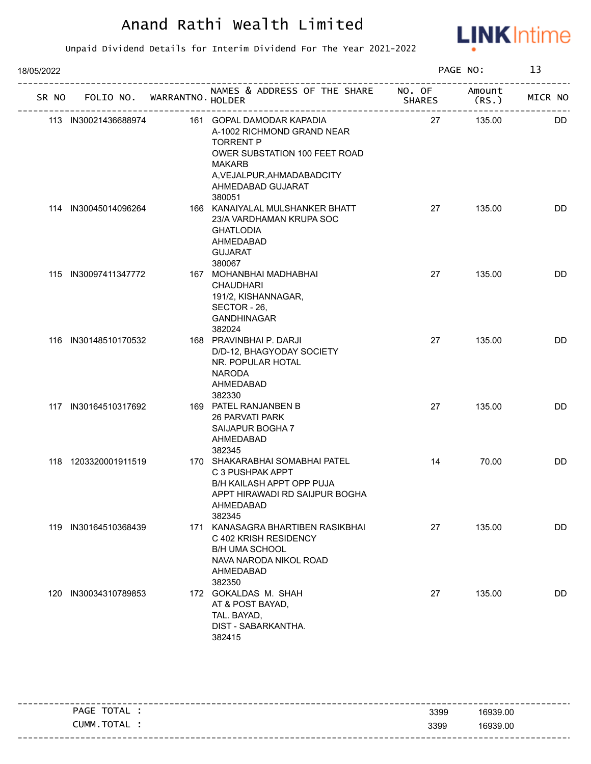# Anand Rathi Wealth Limited

Unpaid Dividend Details for Interim Dividend For The Year 2021-2022

18/05/2022

| SR NO | FOLIO NO. | WARRANTNO. | NAMES & ADDRESS OF THE SHARE HOLDER | NO. OF SHARES | Amount (RS.) | MICR NO |
|---|---|---|---|---|---|---|
| 113 | IN30021436688974 | 161 | GOPAL DAMODAR KAPADIA A-1002 RICHMOND GRAND NEAR TORRENT P OWER SUBSTATION 100 FEET ROAD MAKARB A,VEJALPUR,AHMADABADCITY AHMEDABAD GUJARAT 380051 | 27 | 135.00 | DD |
| 114 | IN30045014096264 | 166 | KANAIYALAL MULSHANKER BHATT 23/A VARDHAMAN KRUPA SOC GHATLODIA AHMEDABAD GUJARAT 380067 | 27 | 135.00 | DD |
| 115 | IN30097411347772 | 167 | MOHANBHAI MADHABHAI CHAUDHARI 191/2, KISHANNAGAR, SECTOR - 26, GANDHINAGAR 382024 | 27 | 135.00 | DD |
| 116 | IN30148510170532 | 168 | PRAVINBHAI P. DARJI D/D-12, BHAGYODAY SOCIETY NR. POPULAR HOTAL NARODA AHMEDABAD 382330 | 27 | 135.00 | DD |
| 117 | IN30164510317692 | 169 | PATEL RANJANBEN B 26 PARVATI PARK SAIJAPUR BOGHA 7 AHMEDABAD 382345 | 27 | 135.00 | DD |
| 118 | 1203320001911519 | 170 | SHAKARABHAI SOMABHAI PATEL C 3 PUSHPAK APPT B/H KAILASH APPT OPP PUJA APPT HIRAWADI RD SAIJPUR BOGHA AHMEDABAD 382345 | 14 | 70.00 | DD |
| 119 | IN30164510368439 | 171 | KANASAGRA BHARTIBEN RASIKBHAI C 402 KRISH RESIDENCY B/H UMA SCHOOL NAVA NARODA NIKOL ROAD AHMEDABAD 382350 | 27 | 135.00 | DD |
| 120 | IN30034310789853 | 172 | GOKALDAS M. SHAH AT & POST BAYAD, TAL. BAYAD, DIST - SABARKANTHA. 382415 | 27 | 135.00 | DD |

| | NO. OF SHARES | Amount (RS.) |
|---|---|---|
| PAGE TOTAL : | 3399 | 16939.00 |
| CUMM.TOTAL : | 3399 | 16939.00 |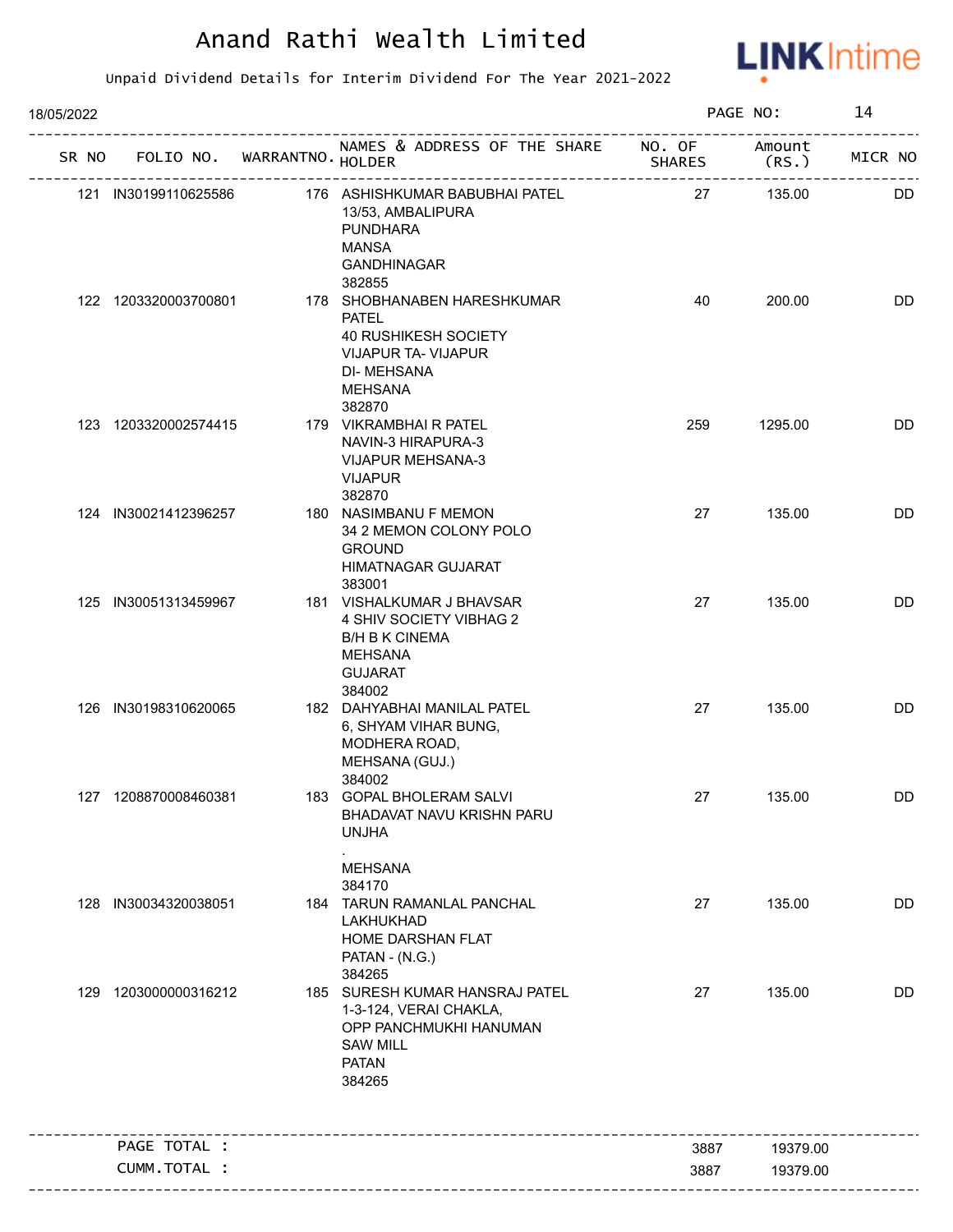# Anand Rathi Wealth Limited

Unpaid Dividend Details for Interim Dividend For The Year 2021-2022

18/05/2022

| SR NO | FOLIO NO. | WARRANTNO. | NAMES & ADDRESS OF THE SHARE HOLDER | NO. OF SHARES | Amount (RS.) | MICR NO |
|---|---|---|---|---|---|---|
| 121 | IN30199110625586 | 176 | ASHISHKUMAR BABUBHAI PATEL<br>13/53, AMBALIPURA<br>PUNDHARA<br>MANSA<br>GANDHINAGAR<br>382855 | 27 | 135.00 | DD |
| 122 | 1203320003700801 | 178 | SHOBHANABEN HARESHKUMAR PATEL<br>40 RUSHIKESH SOCIETY<br>VIJAPUR TA- VIJAPUR<br>DI- MEHSANA<br>MEHSANA<br>382870 | 40 | 200.00 | DD |
| 123 | 1203320002574415 | 179 | VIKRAMBHAI R PATEL<br>NAVIN-3 HIRAPURA-3<br>VIJAPUR MEHSANA-3<br>VIJAPUR<br>382870 | 259 | 1295.00 | DD |
| 124 | IN30021412396257 | 180 | NASIMBANU F MEMON<br>34 2 MEMON COLONY POLO GROUND<br>HIMATNAGAR GUJARAT<br>383001 | 27 | 135.00 | DD |
| 125 | IN30051313459967 | 181 | VISHALKUMAR J BHAVSAR<br>4 SHIV SOCIETY VIBHAG 2<br>B/H B K CINEMA<br>MEHSANA<br>GUJARAT<br>384002 | 27 | 135.00 | DD |
| 126 | IN30198310620065 | 182 | DAHYABHAI MANILAL PATEL<br>6, SHYAM VIHAR BUNG,<br>MODHERA ROAD,<br>MEHSANA (GUJ.)<br>384002 | 27 | 135.00 | DD |
| 127 | 1208870008460381 | 183 | GOPAL BHOLERAM SALVI<br>BHADAVAT NAVU KRISHN PARU<br>UNJHA<br>.<br>MEHSANA<br>384170 | 27 | 135.00 | DD |
| 128 | IN30034320038051 | 184 | TARUN RAMANLAL PANCHAL<br>LAKHUKHAD<br>HOME DARSHAN FLAT<br>PATAN - (N.G.)<br>384265 | 27 | 135.00 | DD |
| 129 | 1203000000316212 | 185 | SURESH KUMAR HANSRAJ PATEL<br>1-3-124, VERAI CHAKLA,<br>OPP PANCHMUKHI HANUMAN<br>SAW MILL<br>PATAN<br>384265 | 27 | 135.00 | DD |

| | | |
|---|---|---|
| PAGE TOTAL : | 3887 | 19379.00 |
| CUMM.TOTAL : | 3887 | 19379.00 |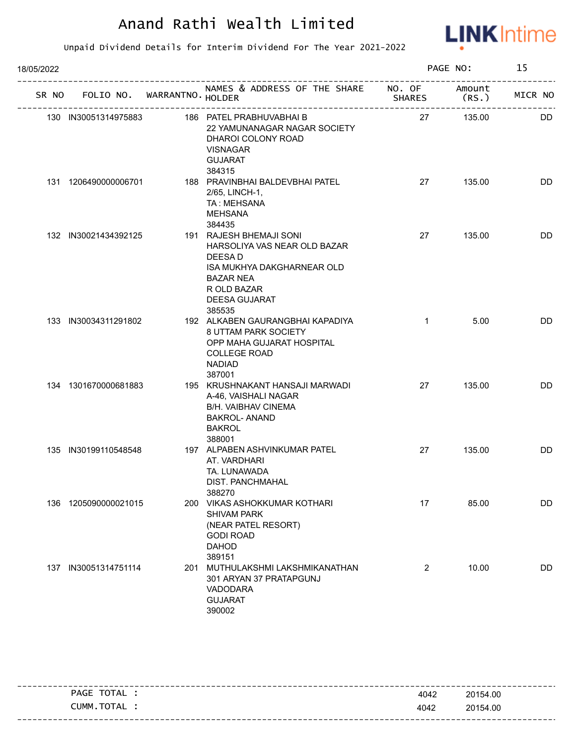# Anand Rathi Wealth Limited

Unpaid Dividend Details for Interim Dividend For The Year 2021-2022

18/05/2022

| SR NO | FOLIO NO. | WARRANTNO. | NAMES & ADDRESS OF THE SHARE HOLDER | NO. OF SHARES | Amount (RS.) | MICR NO |
|---|---|---|---|---|---|---|
| 130 | IN30051314975883 | 186 | PATEL PRABHUVABHAI B<br>22 YAMUNANAGAR NAGAR SOCIETY<br>DHAROI COLONY ROAD<br>VISNAGAR<br>GUJARAT<br>384315 | 27 | 135.00 | DD |
| 131 | 1206490000006701 | 188 | PRAVINBHAI BALDEVBHAI PATEL<br>2/65, LINCH-1,<br>TA : MEHSANA<br>MEHSANA<br>384435 | 27 | 135.00 | DD |
| 132 | IN30021434392125 | 191 | RAJESH BHEMAJI SONI<br>HARSOLIYA VAS NEAR OLD BAZAR<br>DEESA D<br>ISA MUKHYA DAKGHARNEAR OLD<br>BAZAR NEA<br>R OLD BAZAR<br>DEESA GUJARAT<br>385535 | 27 | 135.00 | DD |
| 133 | IN30034311291802 | 192 | ALKABEN GAURANGBHAI KAPADIYA<br>8 UTTAM PARK SOCIETY<br>OPP MAHA GUJARAT HOSPITAL<br>COLLEGE ROAD<br>NADIAD<br>387001 | 1 | 5.00 | DD |
| 134 | 1301670000681883 | 195 | KRUSHNAKANT HANSAJI MARWADI<br>A-46, VAISHALI NAGAR<br>B/H. VAIBHAV CINEMA<br>BAKROL- ANAND<br>BAKROL<br>388001 | 27 | 135.00 | DD |
| 135 | IN30199110548548 | 197 | ALPABEN ASHVINKUMAR PATEL<br>AT. VARDHARI<br>TA. LUNAWADA<br>DIST. PANCHMAHAL<br>388270 | 27 | 135.00 | DD |
| 136 | 1205090000021015 | 200 | VIKAS ASHOKKUMAR KOTHARI<br>SHIVAM PARK<br>(NEAR PATEL RESORT)<br>GODI ROAD<br>DAHOD<br>389151 | 17 | 85.00 | DD |
| 137 | IN30051314751114 | 201 | MUTHULAKSHMI LAKSHMIKANATHAN<br>301 ARYAN 37 PRATAPGUNJ<br>VADODARA<br>GUJARAT<br>390002 | 2 | 10.00 | DD |

| | NO. OF SHARES | Amount (RS.) |
|---|---|---|
| PAGE TOTAL : | 4042 | 20154.00 |
| CUMM.TOTAL : | 4042 | 20154.00 |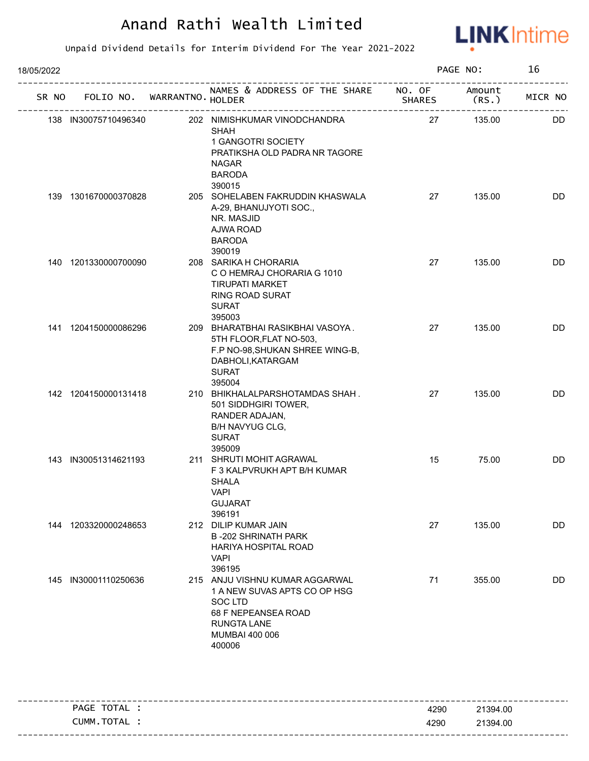# Anand Rathi Wealth Limited

Unpaid Dividend Details for Interim Dividend For The Year 2021-2022

18/05/2022

| SR NO | FOLIO NO. | WARRANTNO. | NAMES & ADDRESS OF THE SHARE HOLDER | NO. OF SHARES | Amount (RS.) | MICR NO |
|---|---|---|---|---|---|---|
| 138 | IN30075710496340 | 202 | NIMISHKUMAR VINODCHANDRA SHAH<br>1 GANGOTRI SOCIETY<br>PRATIKSHA OLD PADRA NR TAGORE NAGAR<br>BARODA<br>390015 | 27 | 135.00 | DD |
| 139 | 1301670000370828 | 205 | SOHELABEN FAKRUDDIN KHASWALA<br>A-29, BHANUJYOTI SOC.,<br>NR. MASJID<br>AJWA ROAD<br>BARODA<br>390019 | 27 | 135.00 | DD |
| 140 | 1201330000700090 | 208 | SARIKA H CHORARIA<br>C O HEMRAJ CHORARIA G 1010<br>TIRUPATI MARKET<br>RING ROAD SURAT<br>SURAT<br>395003 | 27 | 135.00 | DD |
| 141 | 1204150000086296 | 209 | BHARATBHAI RASIKBHAI VASOYA .<br>5TH FLOOR,FLAT NO-503,<br>F.P NO-98,SHUKAN SHREE WING-B,<br>DABHOLI,KATARGAM<br>SURAT<br>395004 | 27 | 135.00 | DD |
| 142 | 1204150000131418 | 210 | BHIKHALALPARSHOTAMDAS SHAH .<br>501 SIDDHGIRI TOWER,<br>RANDER ADAJAN,<br>B/H NAVYUG CLG,<br>SURAT<br>395009 | 27 | 135.00 | DD |
| 143 | IN30051314621193 | 211 | SHRUTI MOHIT AGRAWAL<br>F 3 KALPVRUKH APT B/H KUMAR SHALA<br>VAPI<br>GUJARAT<br>396191 | 15 | 75.00 | DD |
| 144 | 1203320000248653 | 212 | DILIP KUMAR JAIN<br>B -202 SHRINATH PARK<br>HARIYA HOSPITAL ROAD<br>VAPI<br>396195 | 27 | 135.00 | DD |
| 145 | IN30001110250636 | 215 | ANJU VISHNU KUMAR AGGARWAL<br>1 A NEW SUVAS APTS CO OP HSG SOC LTD<br>68 F NEPEANSEA ROAD<br>RUNGTA LANE<br>MUMBAI 400 006<br>400006 | 71 | 355.00 | DD |

| | | |
|---|---|---|
| PAGE TOTAL : | 4290 | 21394.00 |
| CUMM.TOTAL : | 4290 | 21394.00 |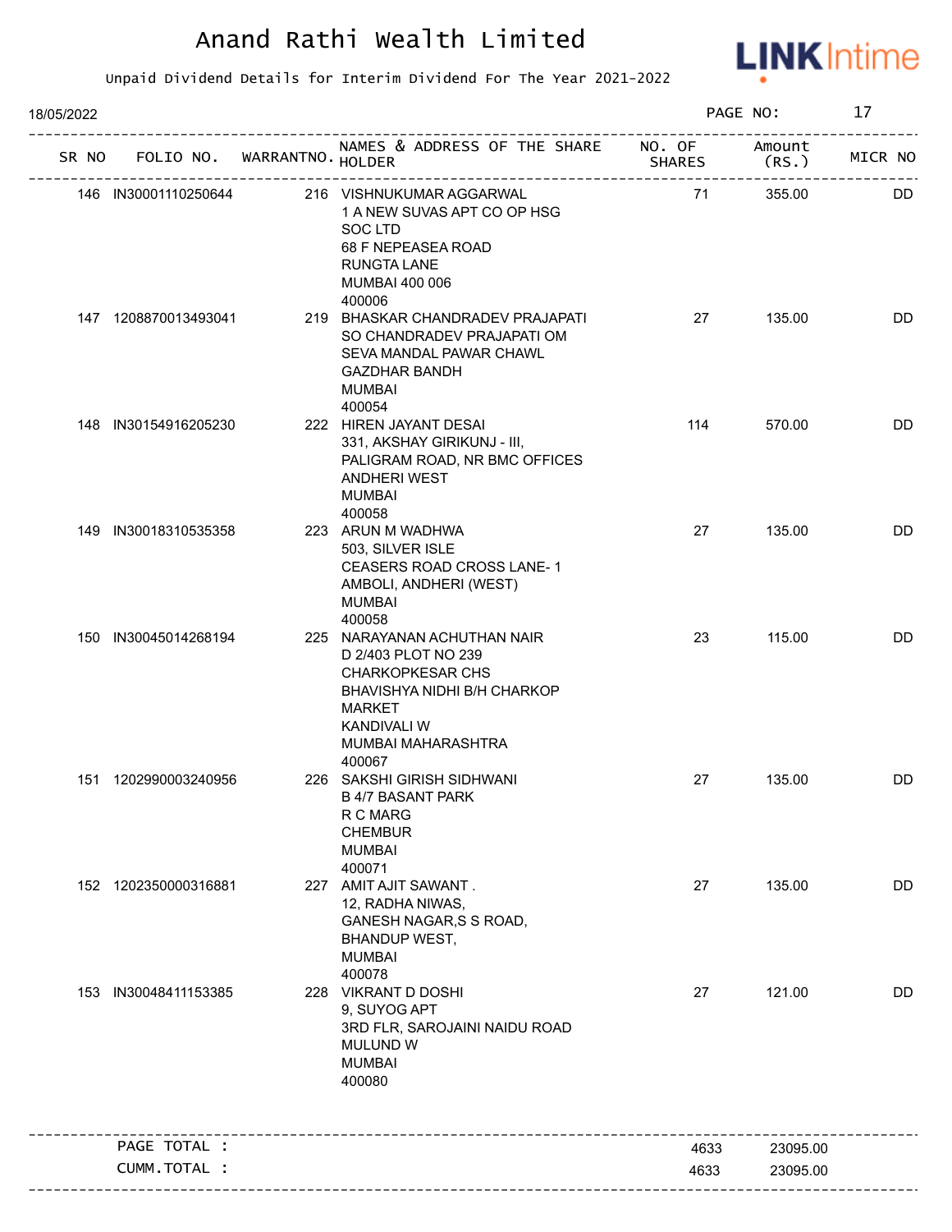# Anand Rathi Wealth Limited

Unpaid Dividend Details for Interim Dividend For The Year 2021-2022

18/05/2022

| SR NO | FOLIO NO. | WARRANTNO. | NAMES & ADDRESS OF THE SHARE HOLDER | NO. OF SHARES | Amount (RS.) | MICR NO |
|---|---|---|---|---|---|---|
| 146 | IN30001110250644 | 216 | VISHNUKUMAR AGGARWAL<br>1 A NEW SUVAS APT CO OP HSG<br>SOC LTD<br>68 F NEPEASEA ROAD<br>RUNGTA LANE<br>MUMBAI 400 006<br>400006 | 71 | 355.00 | DD |
| 147 | 1208870013493041 | 219 | BHASKAR CHANDRADEV PRAJAPATI<br>SO CHANDRADEV PRAJAPATI OM<br>SEVA MANDAL PAWAR CHAWL<br>GAZDHAR BANDH<br>MUMBAI<br>400054 | 27 | 135.00 | DD |
| 148 | IN30154916205230 | 222 | HIREN JAYANT DESAI<br>331, AKSHAY GIRIKUNJ - III,<br>PALIGRAM ROAD, NR BMC OFFICES<br>ANDHERI WEST<br>MUMBAI<br>400058 | 114 | 570.00 | DD |
| 149 | IN30018310535358 | 223 | ARUN M WADHWA<br>503, SILVER ISLE<br>CEASERS ROAD CROSS LANE- 1<br>AMBOLI, ANDHERI (WEST)<br>MUMBAI<br>400058 | 27 | 135.00 | DD |
| 150 | IN30045014268194 | 225 | NARAYANAN ACHUTHAN NAIR<br>D 2/403 PLOT NO 239<br>CHARKOPKESAR CHS<br>BHAVISHYA NIDHI B/H CHARKOP<br>MARKET<br>KANDIVALI W<br>MUMBAI MAHARASHTRA<br>400067 | 23 | 115.00 | DD |
| 151 | 1202990003240956 | 226 | SAKSHI GIRISH SIDHWANI<br>B 4/7 BASANT PARK<br>R C MARG<br>CHEMBUR<br>MUMBAI<br>400071 | 27 | 135.00 | DD |
| 152 | 1202350000316881 | 227 | AMIT AJIT SAWANT .<br>12, RADHA NIWAS,<br>GANESH NAGAR,S S ROAD,<br>BHANDUP WEST,<br>MUMBAI<br>400078 | 27 | 135.00 | DD |
| 153 | IN30048411153385 | 228 | VIKRANT D DOSHI<br>9, SUYOG APT<br>3RD FLR, SAROJAINI NAIDU ROAD<br>MULUND W<br>MUMBAI<br>400080 | 27 | 121.00 | DD |

| | | |
|---|---|---|
| PAGE TOTAL : | 4633 | 23095.00 |
| CUMM.TOTAL : | 4633 | 23095.00 |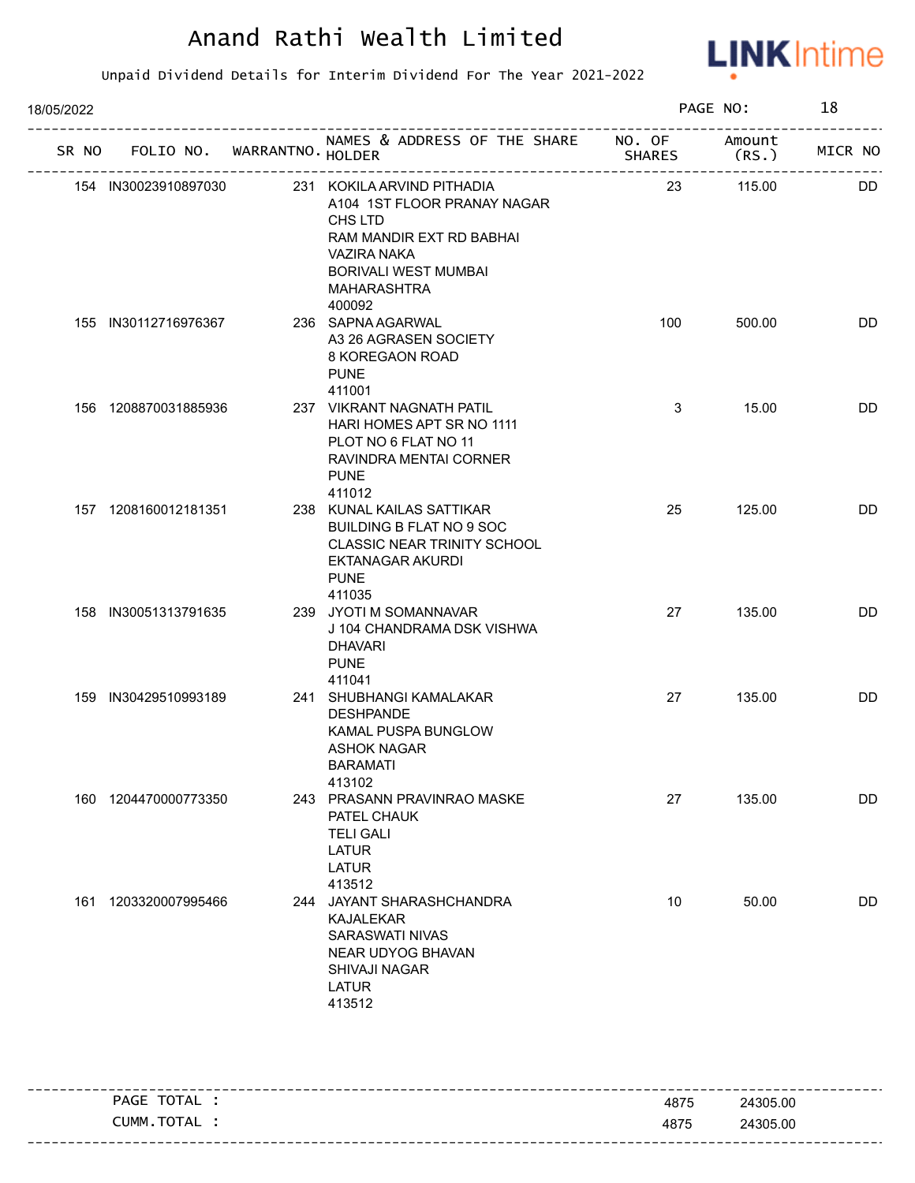# Anand Rathi Wealth Limited

Unpaid Dividend Details for Interim Dividend For The Year 2021-2022

18/05/2022

| SR NO | FOLIO NO. | WARRANTNO. | NAMES & ADDRESS OF THE SHARE HOLDER | NO. OF SHARES | Amount (RS.) | MICR NO |
|---|---|---|---|---|---|---|
| 154 | IN30023910897030 | 231 | KOKILA ARVIND PITHADIA A104 1ST FLOOR PRANAY NAGAR CHS LTD RAM MANDIR EXT RD BABHAI VAZIRA NAKA BORIVALI WEST MUMBAI MAHARASHTRA 400092 | 23 | 115.00 | DD |
| 155 | IN30112716976367 | 236 | SAPNA AGARWAL A3 26 AGRASEN SOCIETY 8 KOREGAON ROAD PUNE 411001 | 100 | 500.00 | DD |
| 156 | 1208870031885936 | 237 | VIKRANT NAGNATH PATIL HARI HOMES APT SR NO 1111 PLOT NO 6 FLAT NO 11 RAVINDRA MENTAI CORNER PUNE 411012 | 3 | 15.00 | DD |
| 157 | 1208160012181351 | 238 | KUNAL KAILAS SATTIKAR BUILDING B FLAT NO 9 SOC CLASSIC NEAR TRINITY SCHOOL EKTANAGAR AKURDI PUNE 411035 | 25 | 125.00 | DD |
| 158 | IN30051313791635 | 239 | JYOTI M SOMANNAVAR J 104 CHANDRAMA DSK VISHWA DHAVARI PUNE 411041 | 27 | 135.00 | DD |
| 159 | IN30429510993189 | 241 | SHUBHANGI KAMALAKAR DESHPANDE KAMAL PUSPA BUNGLOW ASHOK NAGAR BARAMATI 413102 | 27 | 135.00 | DD |
| 160 | 1204470000773350 | 243 | PRASANN PRAVINRAO MASKE PATEL CHAUK TELI GALI LATUR LATUR 413512 | 27 | 135.00 | DD |
| 161 | 1203320007995466 | 244 | JAYANT SHARASHCHANDRA KAJALEKAR SARASWATI NIVAS NEAR UDYOG BHAVAN SHIVAJI NAGAR LATUR 413512 | 10 | 50.00 | DD |

| | NO. OF SHARES | Amount (RS.) |
|---|---|---|
| PAGE TOTAL : | 4875 | 24305.00 |
| CUMM.TOTAL : | 4875 | 24305.00 |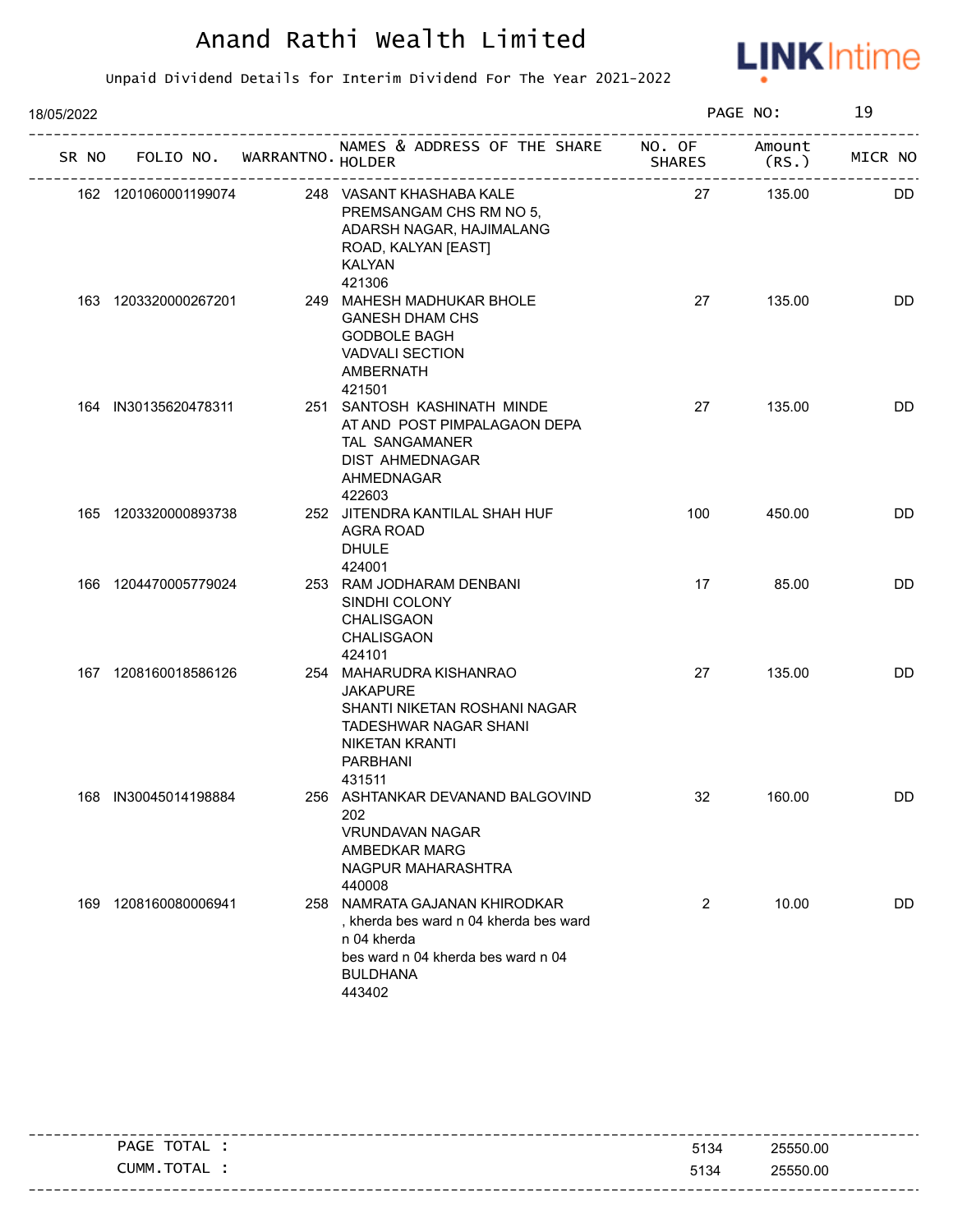# Anand Rathi Wealth Limited

Unpaid Dividend Details for Interim Dividend For The Year 2021-2022

18/05/2022

| SR NO | FOLIO NO. | WARRANTNO. | NAMES & ADDRESS OF THE SHARE HOLDER | NO. OF SHARES | Amount (RS.) | MICR NO |
|---|---|---|---|---|---|---|
| 162 | 1201060001199074 | 248 | VASANT KHASHABA KALE<br>PREMSANGAM CHS RM NO 5,<br>ADARSH NAGAR, HAJIMALANG<br>ROAD, KALYAN [EAST]<br>KALYAN<br>421306 | 27 | 135.00 | DD |
| 163 | 1203320000267201 | 249 | MAHESH MADHUKAR BHOLE<br>GANESH DHAM CHS<br>GODBOLE BAGH<br>VADVALI SECTION<br>AMBERNATH<br>421501 | 27 | 135.00 | DD |
| 164 | IN30135620478311 | 251 | SANTOSH KASHINATH MINDE<br>AT AND POST PIMPALAGAON DEPA<br>TAL SANGAMANER<br>DIST AHMEDNAGAR<br>AHMEDNAGAR<br>422603 | 27 | 135.00 | DD |
| 165 | 1203320000893738 | 252 | JITENDRA KANTILAL SHAH HUF<br>AGRA ROAD<br>DHULE<br>424001 | 100 | 450.00 | DD |
| 166 | 1204470005779024 | 253 | RAM JODHARAM DENBANI<br>SINDHI COLONY<br>CHALISGAON<br>CHALISGAON<br>424101 | 17 | 85.00 | DD |
| 167 | 1208160018586126 | 254 | MAHARUDRA KISHANRAO<br>JAKAPURE<br>SHANTI NIKETAN ROSHANI NAGAR<br>TADESHWAR NAGAR SHANI<br>NIKETAN KRANTI<br>PARBHANI<br>431511 | 27 | 135.00 | DD |
| 168 | IN30045014198884 | 256 | ASHTANKAR DEVANAND BALGOVIND<br>202<br>VRUNDAVAN NAGAR<br>AMBEDKAR MARG<br>NAGPUR MAHARASHTRA<br>440008 | 32 | 160.00 | DD |
| 169 | 1208160080006941 | 258 | NAMRATA GAJANAN KHIRODKAR<br>, kherda bes ward n 04 kherda bes ward<br>n 04 kherda<br>bes ward n 04 kherda bes ward n 04<br>BULDHANA<br>443402 | 2 | 10.00 | DD |

| | NO. OF SHARES | Amount (RS.) |
|---|---|---|
| PAGE TOTAL : | 5134 | 25550.00 |
| CUMM.TOTAL : | 5134 | 25550.00 |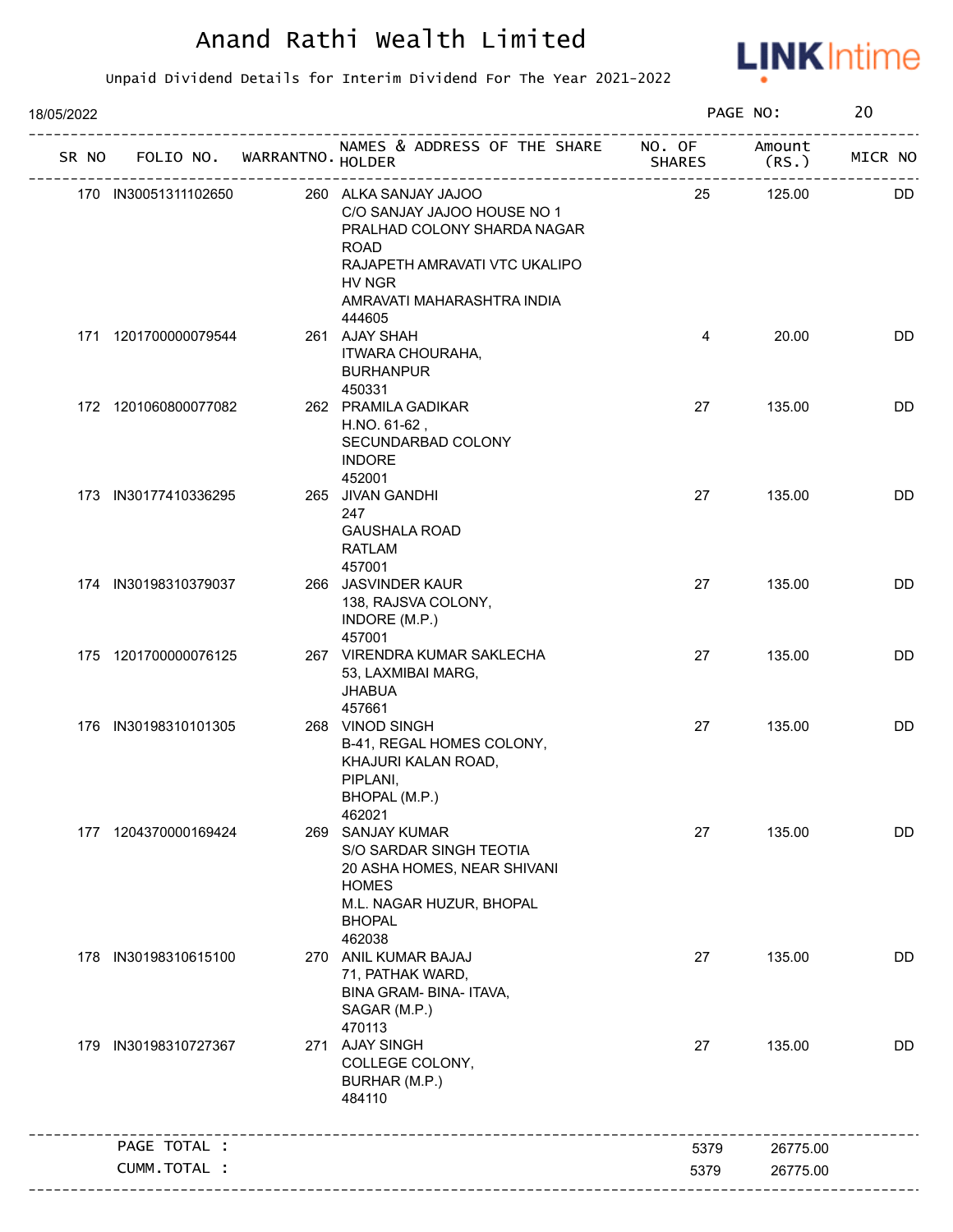# Anand Rathi Wealth Limited

Unpaid Dividend Details for Interim Dividend For The Year 2021-2022

18/05/2022 PAGE NO: 20

| SR NO | FOLIO NO. | WARRANTNO. | NAMES & ADDRESS OF THE SHARE HOLDER | NO. OF SHARES | Amount (RS.) | MICR NO |
|---|---|---|---|---|---|---|
| 170 | IN30051311102650 | 260 | ALKA SANJAY JAJOO C/O SANJAY JAJOO HOUSE NO 1 PRALHAD COLONY SHARDA NAGAR ROAD RAJAPETH AMRAVATI VTC UKALIPO HV NGR AMRAVATI MAHARASHTRA INDIA 444605 | 25 | 125.00 | DD |
| 171 | 1201700000079544 | 261 | AJAY SHAH ITWARA CHOURAHA, BURHANPUR 450331 | 4 | 20.00 | DD |
| 172 | 1201060800077082 | 262 | PRAMILA GADIKAR H.NO. 61-62 , SECUNDARBAD COLONY INDORE 452001 | 27 | 135.00 | DD |
| 173 | IN30177410336295 | 265 | JIVAN GANDHI 247 GAUSHALA ROAD RATLAM 457001 | 27 | 135.00 | DD |
| 174 | IN30198310379037 | 266 | JASVINDER KAUR 138, RAJSVA COLONY, INDORE (M.P.) 457001 | 27 | 135.00 | DD |
| 175 | 1201700000076125 | 267 | VIRENDRA KUMAR SAKLECHA 53, LAXMIBAI MARG, JHABUA 457661 | 27 | 135.00 | DD |
| 176 | IN30198310101305 | 268 | VINOD SINGH B-41, REGAL HOMES COLONY, KHAJURI KALAN ROAD, PIPLANI, BHOPAL (M.P.) 462021 | 27 | 135.00 | DD |
| 177 | 1204370000169424 | 269 | SANJAY KUMAR S/O SARDAR SINGH TEOTIA 20 ASHA HOMES, NEAR SHIVANI HOMES M.L. NAGAR HUZUR, BHOPAL BHOPAL 462038 | 27 | 135.00 | DD |
| 178 | IN30198310615100 | 270 | ANIL KUMAR BAJAJ 71, PATHAK WARD, BINA GRAM- BINA- ITAVA, SAGAR (M.P.) 470113 | 27 | 135.00 | DD |
| 179 | IN30198310727367 | 271 | AJAY SINGH COLLEGE COLONY, BURHAR (M.P.) 484110 | 27 | 135.00 | DD |
| | PAGE TOTAL : | | | 5379 | 26775.00 | |
| | CUMM.TOTAL : | | | 5379 | 26775.00 | |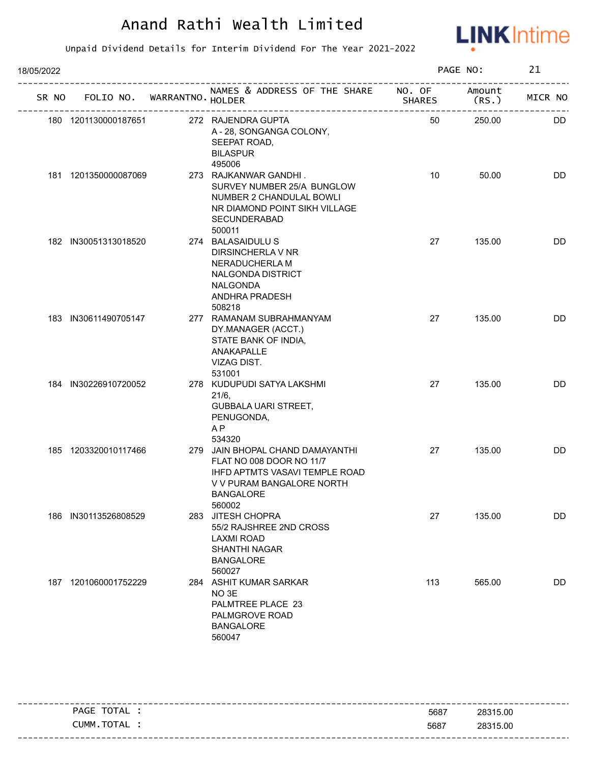# Anand Rathi Wealth Limited

Unpaid Dividend Details for Interim Dividend For The Year 2021-2022

18/05/2022

| SR NO | FOLIO NO. | WARRANTNO. | NAMES & ADDRESS OF THE SHARE HOLDER | NO. OF SHARES | Amount (RS.) | MICR NO |
|---|---|---|---|---|---|---|
| 180 | 1201130000187651 | 272 | RAJENDRA GUPTA<br>A - 28, SONGANGA COLONY,<br>SEEPAT ROAD,<br>BILASPUR<br>495006 | 50 | 250.00 | DD |
| 181 | 1201350000087069 | 273 | RAJKANWAR GANDHI .<br>SURVEY NUMBER 25/A BUNGLOW<br>NUMBER 2 CHANDULAL BOWLI<br>NR DIAMOND POINT SIKH VILLAGE<br>SECUNDERABAD<br>500011 | 10 | 50.00 | DD |
| 182 | IN30051313018520 | 274 | BALASAIDULU S<br>DIRSINCHERLA V NR<br>NERADUCHERLA M<br>NALGONDA DISTRICT<br>NALGONDA<br>ANDHRA PRADESH<br>508218 | 27 | 135.00 | DD |
| 183 | IN30611490705147 | 277 | RAMANAM SUBRAHMANYAM<br>DY.MANAGER (ACCT.)<br>STATE BANK OF INDIA,<br>ANAKAPALLE<br>VIZAG DIST.<br>531001 | 27 | 135.00 | DD |
| 184 | IN30226910720052 | 278 | KUDUPUDI SATYA LAKSHMI<br>21/6,<br>GUBBALA UARI STREET,<br>PENUGONDA,<br>A P<br>534320 | 27 | 135.00 | DD |
| 185 | 1203320010117466 | 279 | JAIN BHOPAL CHAND DAMAYANTHI<br>FLAT NO 008 DOOR NO 11/7<br>IHFD APTMTS VASAVI TEMPLE ROAD<br>V V PURAM BANGALORE NORTH<br>BANGALORE<br>560002 | 27 | 135.00 | DD |
| 186 | IN30113526808529 | 283 | JITESH CHOPRA<br>55/2 RAJSHREE 2ND CROSS<br>LAXMI ROAD<br>SHANTHI NAGAR<br>BANGALORE<br>560027 | 27 | 135.00 | DD |
| 187 | 1201060001752229 | 284 | ASHIT KUMAR SARKAR<br>NO 3E<br>PALMTREE PLACE 23<br>PALMGROVE ROAD<br>BANGALORE<br>560047 | 113 | 565.00 | DD |

| | NO. OF SHARES | Amount (RS.) |
|---|---|---|
| PAGE TOTAL : | 5687 | 28315.00 |
| CUMM.TOTAL : | 5687 | 28315.00 |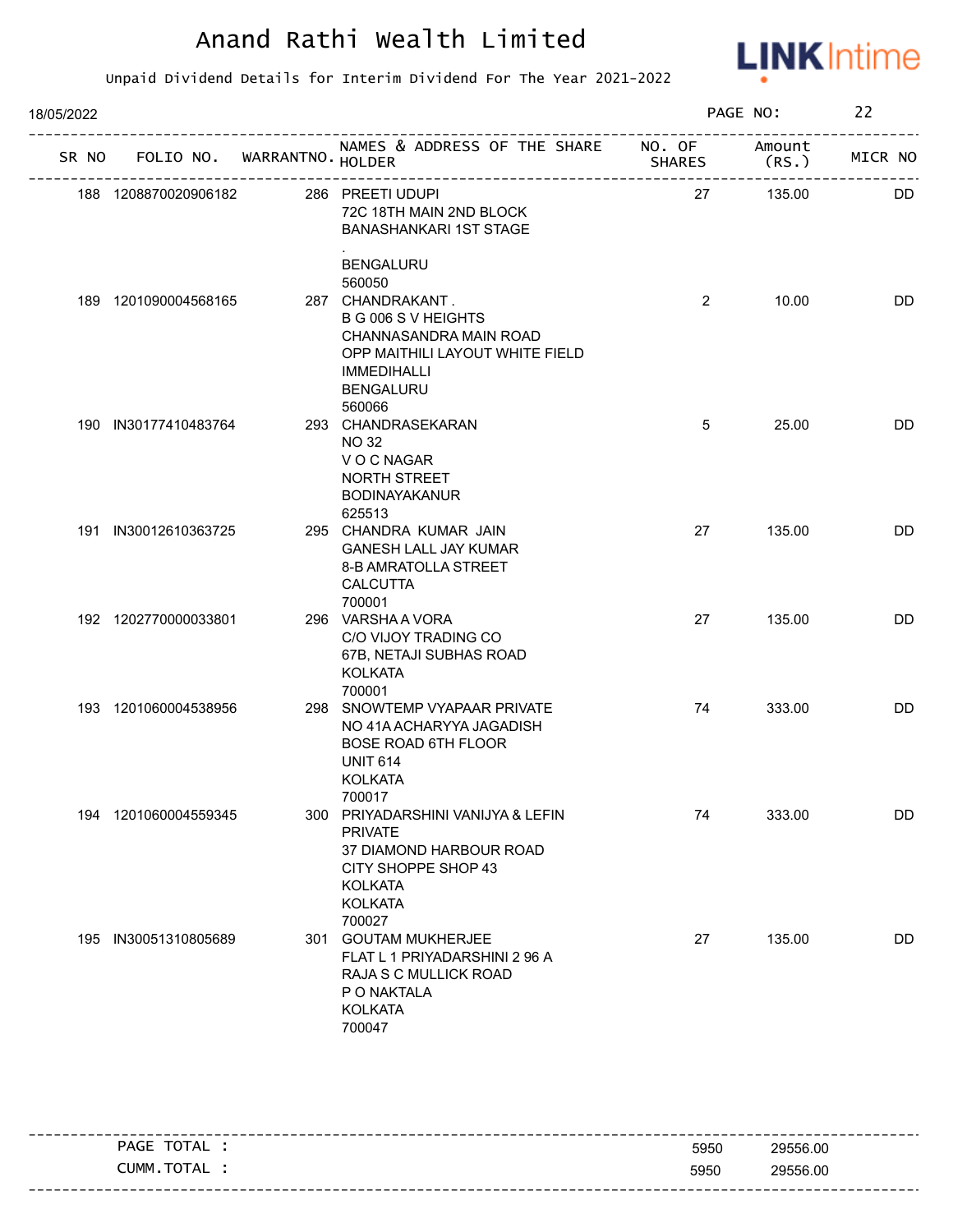# Anand Rathi Wealth Limited

Unpaid Dividend Details for Interim Dividend For The Year 2021-2022

18/05/2022

| SR NO | FOLIO NO. | WARRANTNO. | NAMES & ADDRESS OF THE SHARE HOLDER | NO. OF SHARES | Amount (RS.) | MICR NO |
|---|---|---|---|---|---|---|
| 188 | 1208870020906182 | 286 | PREETI UDUPI<br>72C 18TH MAIN 2ND BLOCK<br>BANASHANKARI 1ST STAGE<br>.<br>BENGALURU<br>560050 | 27 | 135.00 | DD |
| 189 | 1201090004568165 | 287 | CHANDRAKANT .<br>B G 006 S V HEIGHTS<br>CHANNASANDRA MAIN ROAD<br>OPP MAITHILI LAYOUT WHITE FIELD<br>IMMEDIHALLI<br>BENGALURU<br>560066 | 2 | 10.00 | DD |
| 190 | IN30177410483764 | 293 | CHANDRASEKARAN<br>NO 32<br>V O C NAGAR<br>NORTH STREET<br>BODINAYAKANUR<br>625513 | 5 | 25.00 | DD |
| 191 | IN30012610363725 | 295 | CHANDRA KUMAR JAIN<br>GANESH LALL JAY KUMAR<br>8-B AMRATOLLA STREET<br>CALCUTTA<br>700001 | 27 | 135.00 | DD |
| 192 | 1202770000033801 | 296 | VARSHA A VORA<br>C/O VIJOY TRADING CO<br>67B, NETAJI SUBHAS ROAD<br>KOLKATA<br>700001 | 27 | 135.00 | DD |
| 193 | 1201060004538956 | 298 | SNOWTEMP VYAPAAR PRIVATE<br>NO 41A ACHARYYA JAGADISH<br>BOSE ROAD 6TH FLOOR<br>UNIT 614<br>KOLKATA<br>700017 | 74 | 333.00 | DD |
| 194 | 1201060004559345 | 300 | PRIYADARSHINI VANIJYA & LEFIN<br>PRIVATE<br>37 DIAMOND HARBOUR ROAD<br>CITY SHOPPE SHOP 43<br>KOLKATA<br>KOLKATA<br>700027 | 74 | 333.00 | DD |
| 195 | IN30051310805689 | 301 | GOUTAM MUKHERJEE<br>FLAT L 1 PRIYADARSHINI 2 96 A<br>RAJA S C MULLICK ROAD<br>P O NAKTALA<br>KOLKATA<br>700047 | 27 | 135.00 | DD |

| | | | |
|---|---|---|---|
| PAGE TOTAL : | | 5950 | 29556.00 |
| CUMM.TOTAL : | | 5950 | 29556.00 |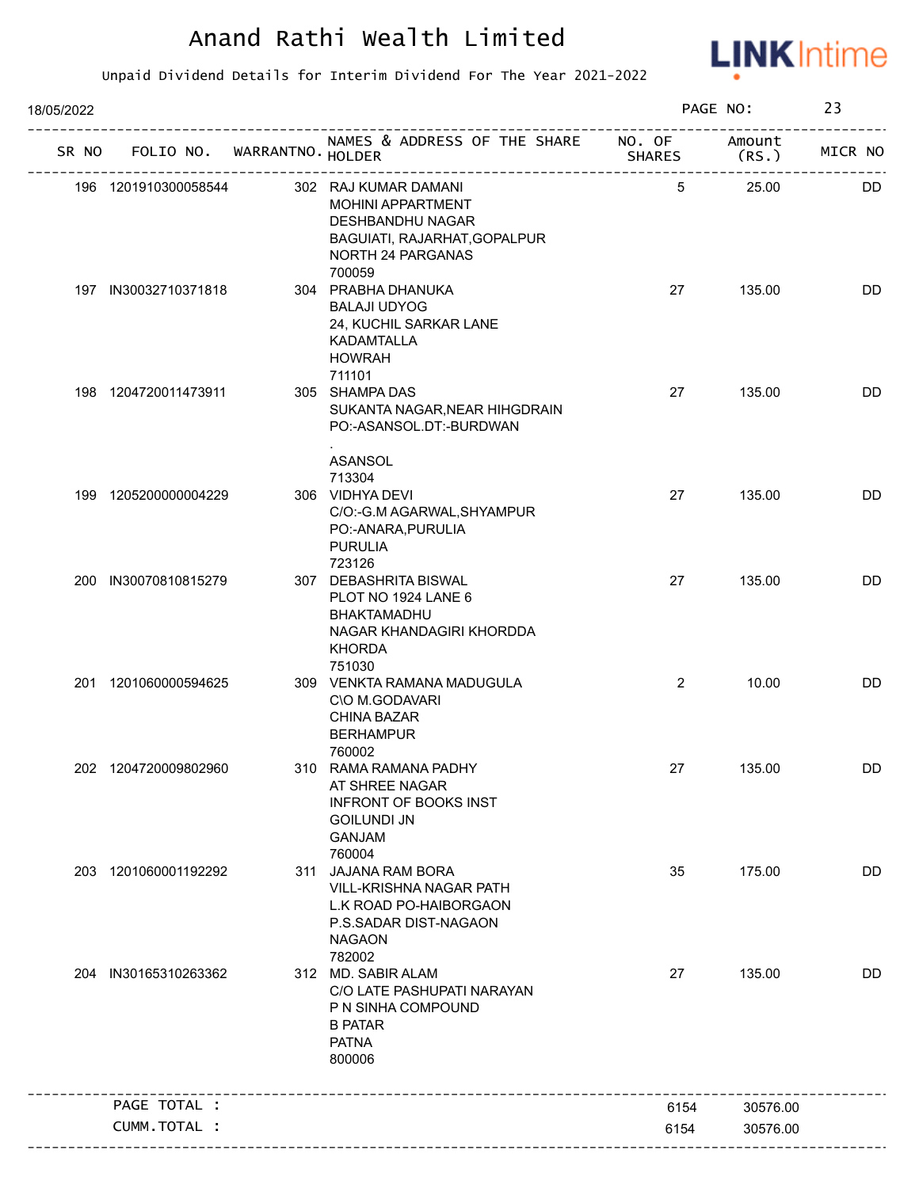# Anand Rathi Wealth Limited

Unpaid Dividend Details for Interim Dividend For The Year 2021-2022

18/05/2022

| SR NO | FOLIO NO. | WARRANTNO. | NAMES & ADDRESS OF THE SHARE HOLDER | NO. OF SHARES | Amount (RS.) | MICR NO |
|---|---|---|---|---|---|---|
| 196 | 1201910300058544 | 302 | RAJ KUMAR DAMANI<br>MOHINI APPARTMENT<br>DESHBANDHU NAGAR<br>BAGUIATI, RAJARHAT,GOPALPUR<br>NORTH 24 PARGANAS<br>700059 | 5 | 25.00 | DD |
| 197 | IN30032710371818 | 304 | PRABHA DHANUKA<br>BALAJI UDYOG<br>24, KUCHIL SARKAR LANE<br>KADAMTALLA<br>HOWRAH<br>711101 | 27 | 135.00 | DD |
| 198 | 1204720011473911 | 305 | SHAMPA DAS<br>SUKANTA NAGAR,NEAR HIHGDRAIN<br>PO:-ASANSOL.DT:-BURDWAN<br>.<br>ASANSOL<br>713304 | 27 | 135.00 | DD |
| 199 | 1205200000004229 | 306 | VIDHYA DEVI<br>C/O:-G.M AGARWAL,SHYAMPUR<br>PO:-ANARA,PURULIA<br>PURULIA<br>723126 | 27 | 135.00 | DD |
| 200 | IN30070810815279 | 307 | DEBASHRITA BISWAL<br>PLOT NO 1924 LANE 6<br>BHAKTAMADHU<br>NAGAR KHANDAGIRI KHORDDA<br>KHORDA<br>751030 | 27 | 135.00 | DD |
| 201 | 1201060000594625 | 309 | VENKTA RAMANA MADUGULA<br>C\O M.GODAVARI<br>CHINA BAZAR<br>BERHAMPUR<br>760002 | 2 | 10.00 | DD |
| 202 | 1204720009802960 | 310 | RAMA RAMANA PADHY<br>AT SHREE NAGAR<br>INFRONT OF BOOKS INST<br>GOILUNDI JN<br>GANJAM<br>760004 | 27 | 135.00 | DD |
| 203 | 1201060001192292 | 311 | JAJANA RAM BORA<br>VILL-KRISHNA NAGAR PATH<br>L.K ROAD PO-HAIBORGAON<br>P.S.SADAR DIST-NAGAON<br>NAGAON<br>782002 | 35 | 175.00 | DD |
| 204 | IN30165310263362 | 312 | MD. SABIR ALAM<br>C/O LATE PASHUPATI NARAYAN<br>P N SINHA COMPOUND<br>B PATAR<br>PATNA<br>800006 | 27 | 135.00 | DD |
| | PAGE TOTAL : | | | 6154 | 30576.00 | |
| | CUMM.TOTAL : | | | 6154 | 30576.00 | |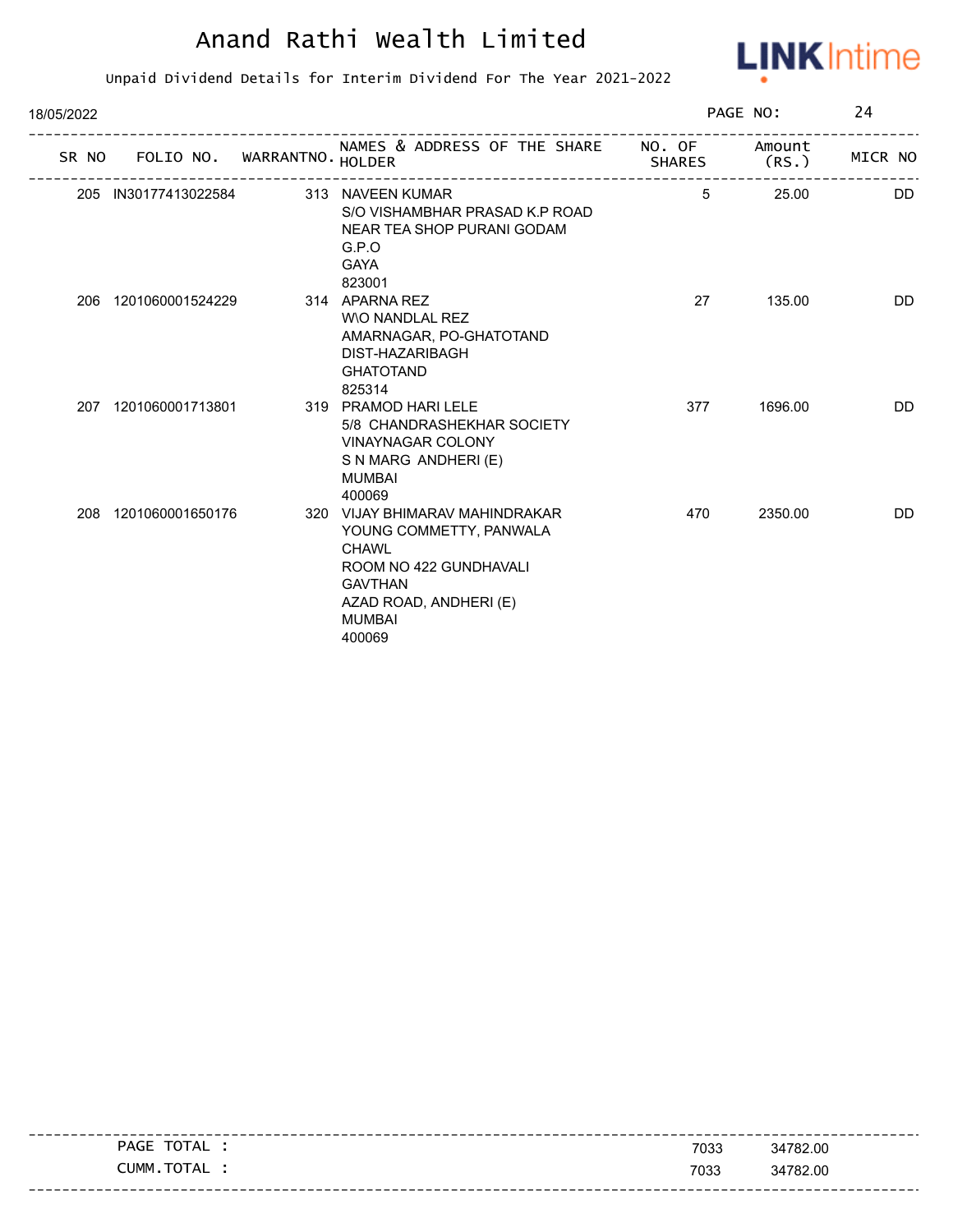# Anand Rathi Wealth Limited

Unpaid Dividend Details for Interim Dividend For The Year 2021-2022

18/05/2022

PAGE NO: 24

| SR NO | FOLIO NO. | WARRANTNO. | NAMES & ADDRESS OF THE SHARE HOLDER | NO. OF SHARES | Amount (RS.) | MICR NO |
|---|---|---|---|---|---|---|
| 205 | IN30177413022584 | 313 | NAVEEN KUMAR<br>S/O VISHAMBHAR PRASAD K.P ROAD<br>NEAR TEA SHOP PURANI GODAM<br>G.P.O<br>GAYA<br>823001 | 5 | 25.00 | DD |
| 206 | 1201060001524229 | 314 | APARNA REZ<br>W\O NANDLAL REZ<br>AMARNAGAR, PO-GHATOTAND<br>DIST-HAZARIBAGH<br>GHATOTAND<br>825314 | 27 | 135.00 | DD |
| 207 | 1201060001713801 | 319 | PRAMOD HARI LELE<br>5/8 CHANDRASHEKHAR SOCIETY<br>VINAYNAGAR COLONY<br>S N MARG ANDHERI (E)<br>MUMBAI<br>400069 | 377 | 1696.00 | DD |
| 208 | 1201060001650176 | 320 | VIJAY BHIMARAV MAHINDRAKAR<br>YOUNG COMMETTY, PANWALA<br>CHAWL<br>ROOM NO 422 GUNDHAVALI<br>GAVTHAN<br>AZAD ROAD, ANDHERI (E)<br>MUMBAI<br>400069 | 470 | 2350.00 | DD |

| | NO. OF SHARES | Amount (RS.) |
|---|---|---|
| PAGE TOTAL : | 7033 | 34782.00 |
| CUMM.TOTAL : | 7033 | 34782.00 |